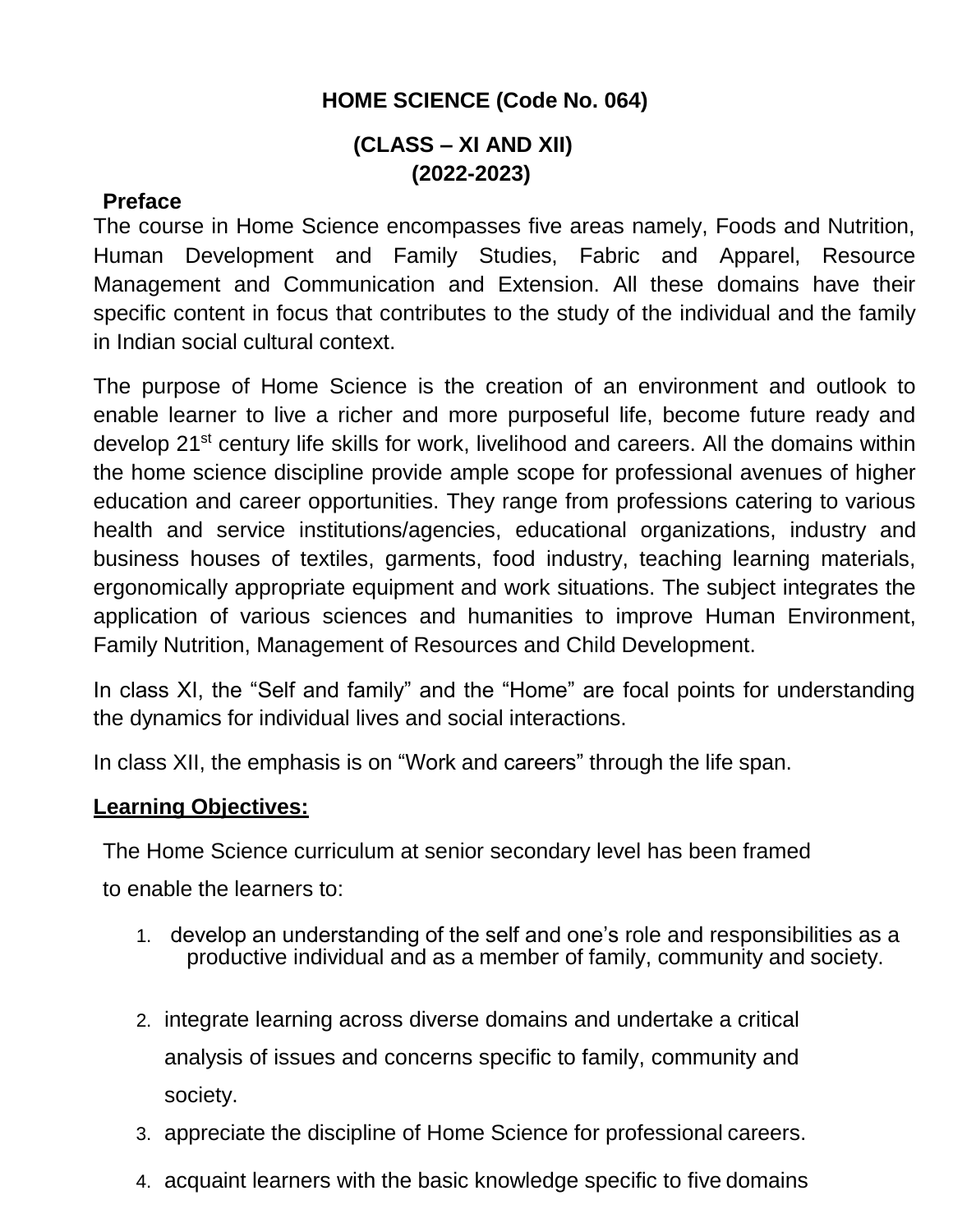# HOME SCIENCE (Code No. 064)

## (CLASS – XI AND XII)
## (2022-2023)

### Preface

The course in Home Science encompasses five areas namely, Foods and Nutrition, Human Development and Family Studies, Fabric and Apparel, Resource Management and Communication and Extension. All these domains have their specific content in focus that contributes to the study of the individual and the family in Indian social cultural context.

The purpose of Home Science is the creation of an environment and outlook to enable learner to live a richer and more purposeful life, become future ready and develop 21st century life skills for work, livelihood and careers. All the domains within the home science discipline provide ample scope for professional avenues of higher education and career opportunities. They range from professions catering to various health and service institutions/agencies, educational organizations, industry and business houses of textiles, garments, food industry, teaching learning materials, ergonomically appropriate equipment and work situations. The subject integrates the application of various sciences and humanities to improve Human Environment, Family Nutrition, Management of Resources and Child Development.

In class XI, the "Self and family" and the "Home" are focal points for understanding the dynamics for individual lives and social interactions.

In class XII, the emphasis is on "Work and careers" through the life span.

**Learning Objectives:**

The Home Science curriculum at senior secondary level has been framed to enable the learners to:

1. develop an understanding of the self and one's role and responsibilities as a productive individual and as a member of family, community and society.
2. integrate learning across diverse domains and undertake a critical analysis of issues and concerns specific to family, community and society.
3. appreciate the discipline of Home Science for professional careers.
4. acquaint learners with the basic knowledge specific to five domains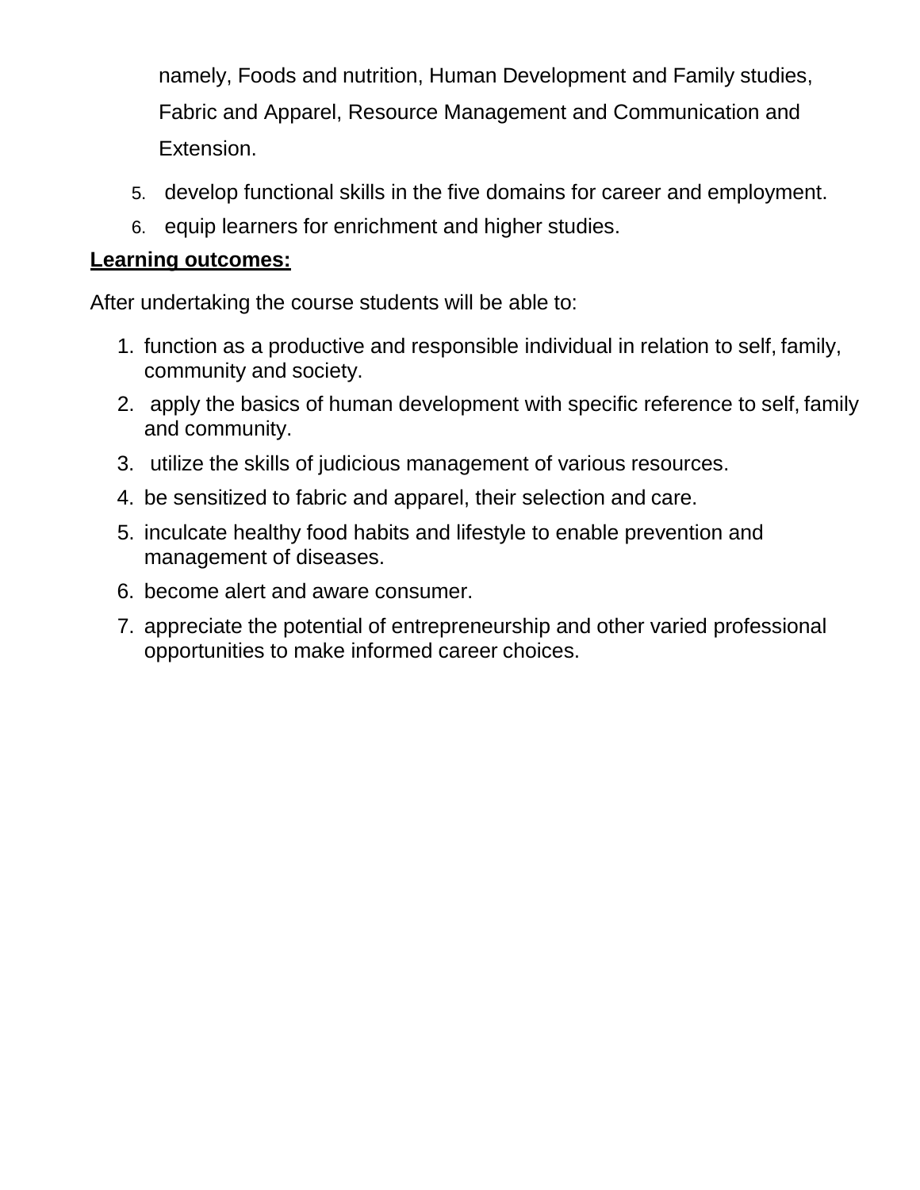namely, Foods and nutrition, Human Development and Family studies, Fabric and Apparel, Resource Management and Communication and Extension.

5. develop functional skills in the five domains for career and employment.
6. equip learners for enrichment and higher studies.

**Learning outcomes:**

After undertaking the course students will be able to:

1. function as a productive and responsible individual in relation to self, family, community and society.
2. apply the basics of human development with specific reference to self, family and community.
3. utilize the skills of judicious management of various resources.
4. be sensitized to fabric and apparel, their selection and care.
5. inculcate healthy food habits and lifestyle to enable prevention and management of diseases.
6. become alert and aware consumer.
7. appreciate the potential of entrepreneurship and other varied professional opportunities to make informed career choices.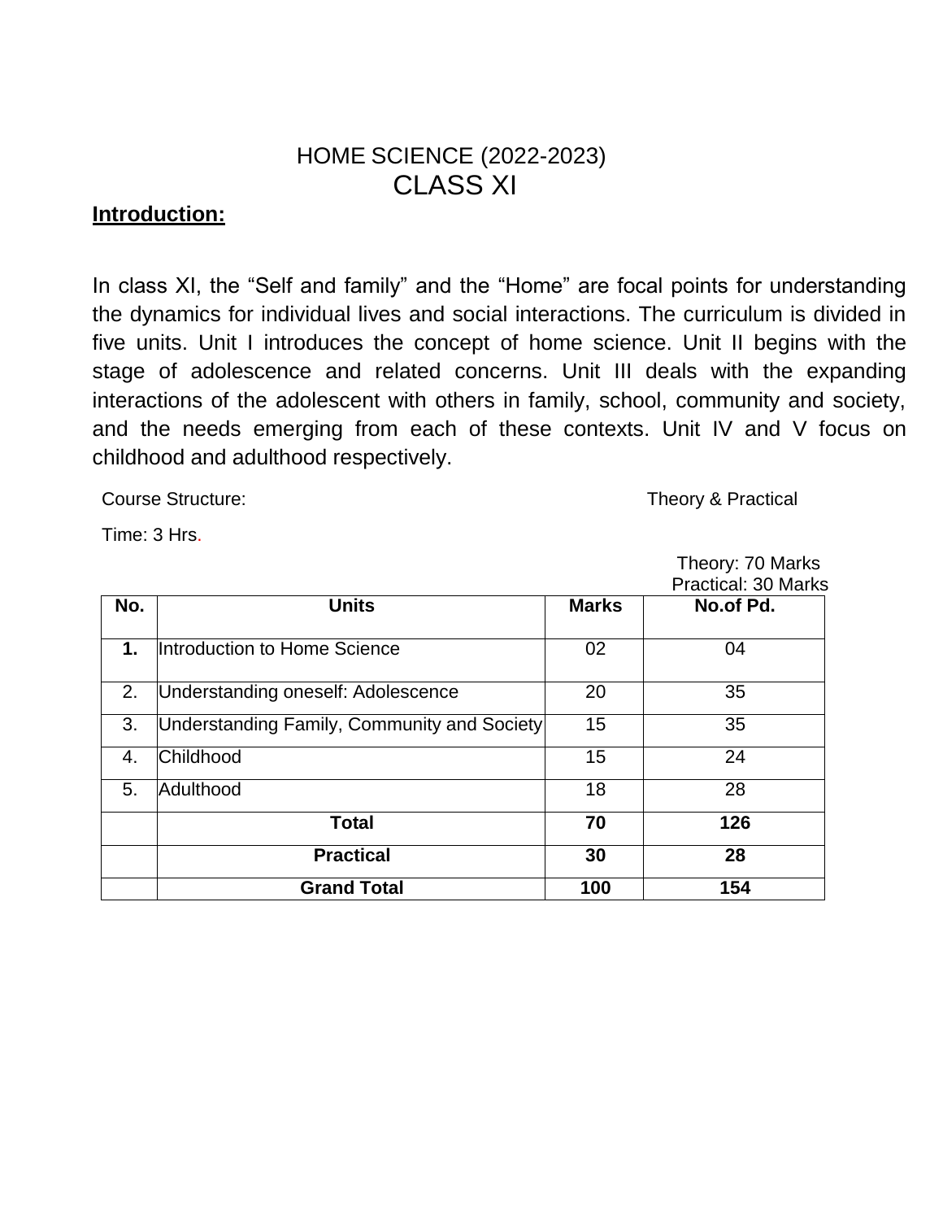# HOME SCIENCE (2022-2023)
# CLASS XI

**Introduction:**

In class XI, the "Self and family" and the "Home" are focal points for understanding the dynamics for individual lives and social interactions. The curriculum is divided in five units. Unit I introduces the concept of home science. Unit II begins with the stage of adolescence and related concerns. Unit III deals with the expanding interactions of the adolescent with others in family, school, community and society, and the needs emerging from each of these contexts. Unit IV and V focus on childhood and adulthood respectively.

Course Structure: Theory & Practical

Time: 3 Hrs.

Theory: 70 Marks
Practical: 30 Marks

| No. | Units | Marks | No.of Pd. |
|---|---|---|---|
| **1.** | Introduction to Home Science | 02 | 04 |
| 2. | Understanding oneself: Adolescence | 20 | 35 |
| 3. | Understanding Family, Community and Society | 15 | 35 |
| 4. | Childhood | 15 | 24 |
| 5. | Adulthood | 18 | 28 |
| | **Total** | **70** | **126** |
| | **Practical** | **30** | **28** |
| | **Grand Total** | **100** | **154** |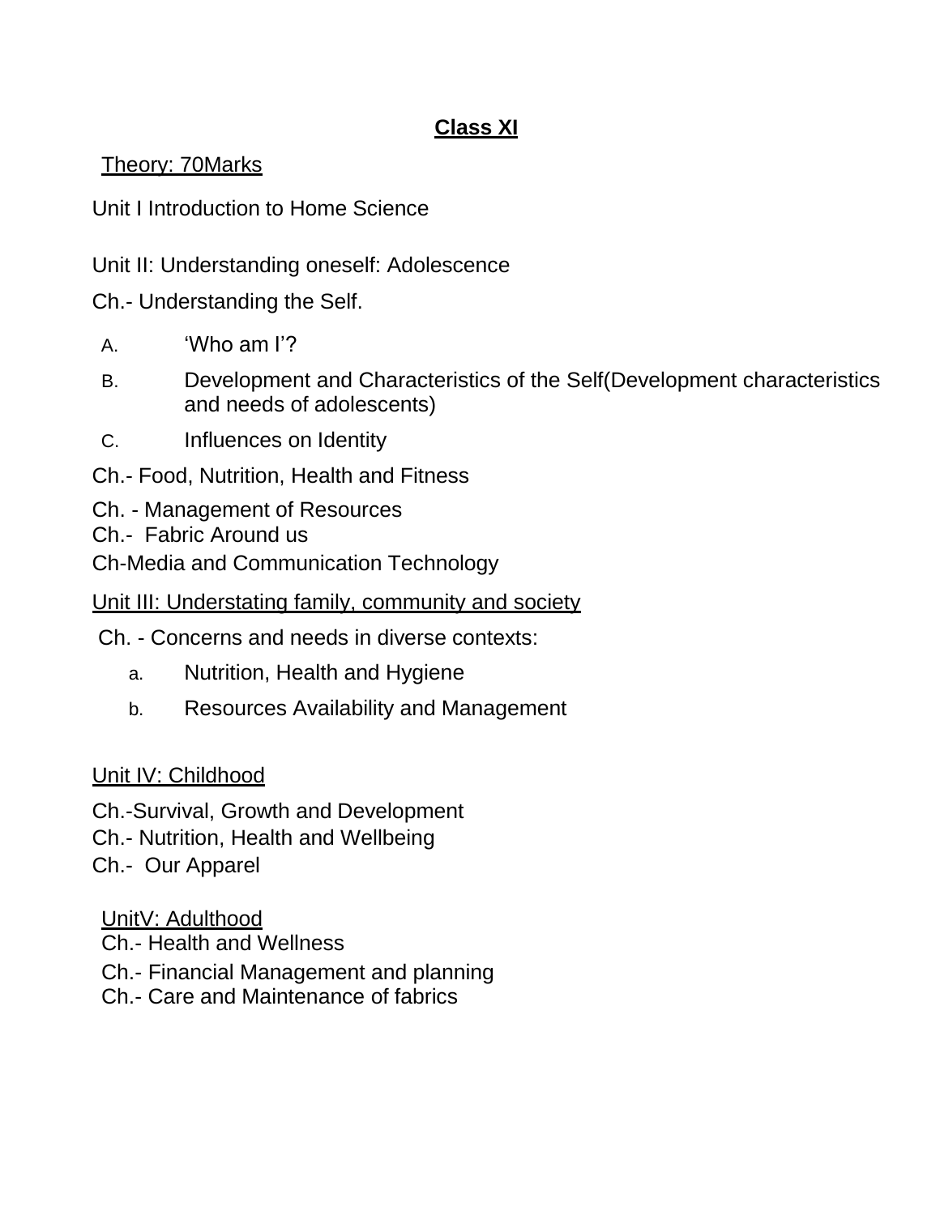**Class XI**

Theory: 70Marks

Unit I Introduction to Home Science

Unit II: Understanding oneself: Adolescence

Ch.- Understanding the Self.

A. 'Who am I'?
B. Development and Characteristics of the Self(Development characteristics and needs of adolescents)
C. Influences on Identity

Ch.- Food, Nutrition, Health and Fitness

Ch. - Management of Resources
Ch.- Fabric Around us
Ch-Media and Communication Technology

Unit III: Understating family, community and society

Ch. - Concerns and needs in diverse contexts:

a. Nutrition, Health and Hygiene
b. Resources Availability and Management

Unit IV: Childhood

Ch.-Survival, Growth and Development
Ch.- Nutrition, Health and Wellbeing
Ch.- Our Apparel

UnitV: Adulthood
Ch.- Health and Wellness
Ch.- Financial Management and planning
Ch.- Care and Maintenance of fabrics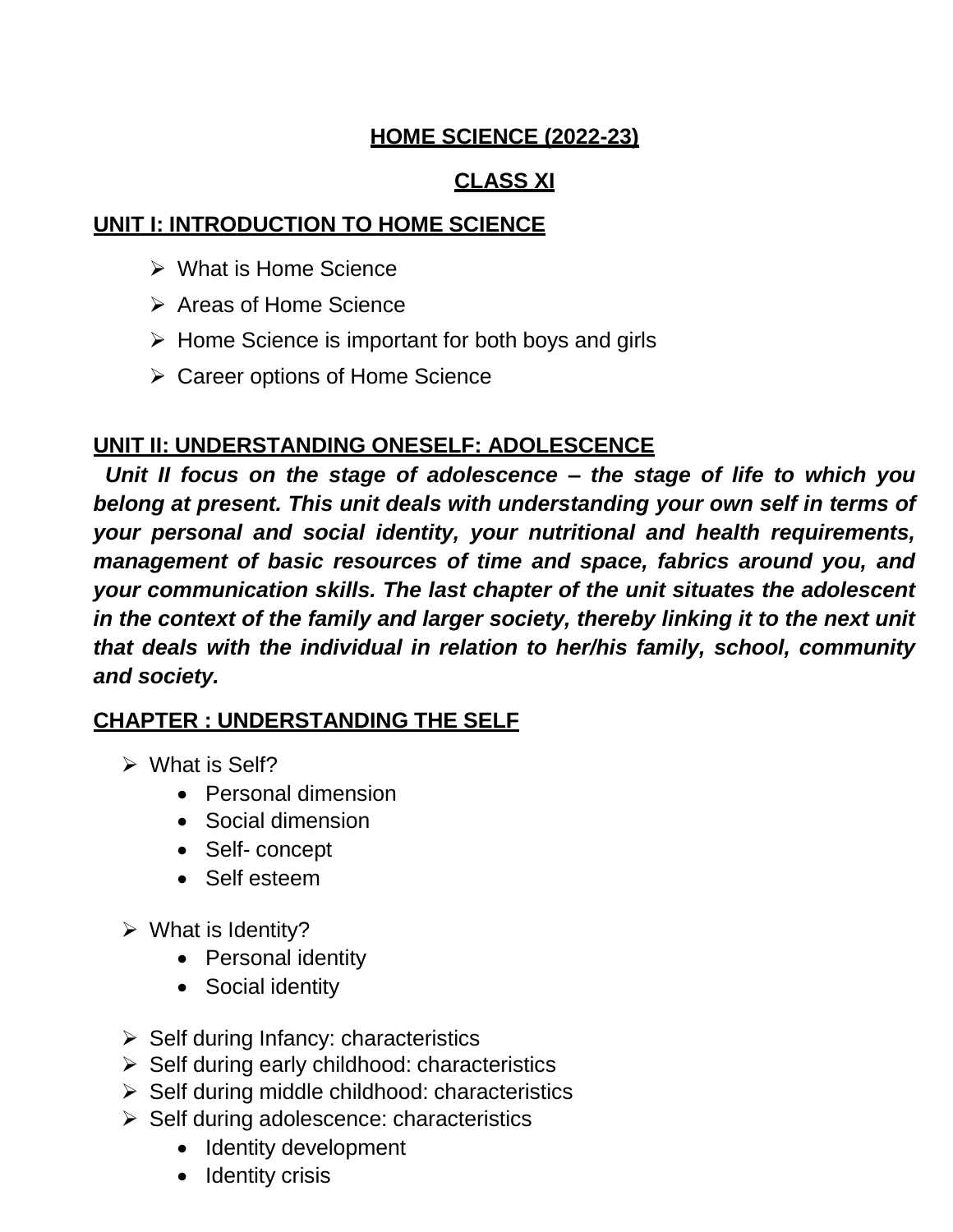# HOME SCIENCE (2022-23)

## CLASS XI

### UNIT I: INTRODUCTION TO HOME SCIENCE

- What is Home Science
- Areas of Home Science
- Home Science is important for both boys and girls
- Career options of Home Science

### UNIT II: UNDERSTANDING ONESELF: ADOLESCENCE

***Unit II focus on the stage of adolescence – the stage of life to which you belong at present. This unit deals with understanding your own self in terms of your personal and social identity, your nutritional and health requirements, management of basic resources of time and space, fabrics around you, and your communication skills. The last chapter of the unit situates the adolescent in the context of the family and larger society, thereby linking it to the next unit that deals with the individual in relation to her/his family, school, community and society.***

### CHAPTER : UNDERSTANDING THE SELF

- What is Self?
  - Personal dimension
  - Social dimension
  - Self- concept
  - Self esteem
- What is Identity?
  - Personal identity
  - Social identity
- Self during Infancy: characteristics
- Self during early childhood: characteristics
- Self during middle childhood: characteristics
- Self during adolescence: characteristics
  - Identity development
  - Identity crisis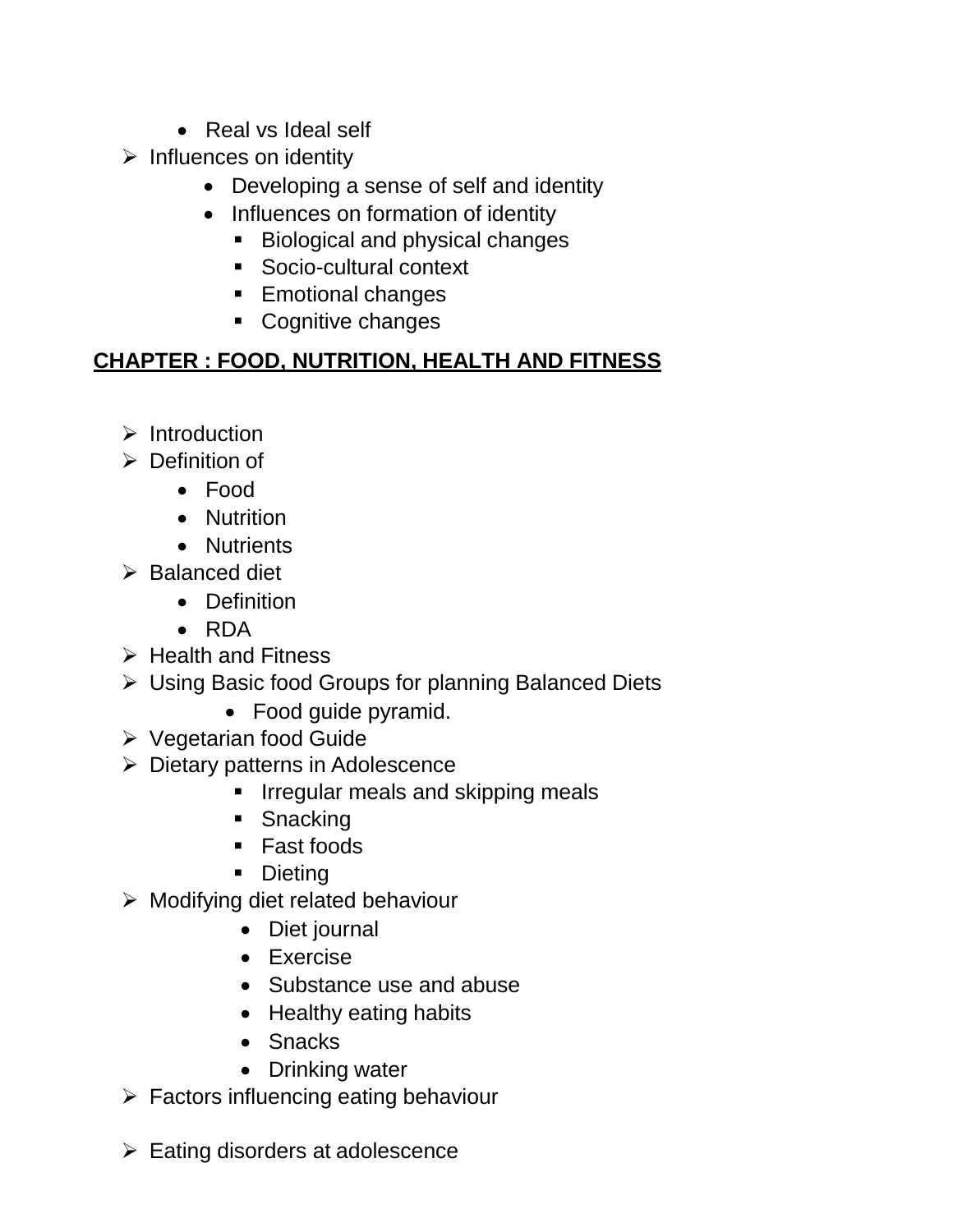- Real vs Ideal self
- Influences on identity
    - Developing a sense of self and identity
    - Influences on formation of identity
        - Biological and physical changes
        - Socio-cultural context
        - Emotional changes
        - Cognitive changes

## CHAPTER : FOOD, NUTRITION, HEALTH AND FITNESS

- Introduction
- Definition of
    - Food
    - Nutrition
    - Nutrients
- Balanced diet
    - Definition
    - RDA
- Health and Fitness
- Using Basic food Groups for planning Balanced Diets
    - Food guide pyramid.
- Vegetarian food Guide
- Dietary patterns in Adolescence
    - Irregular meals and skipping meals
    - Snacking
    - Fast foods
    - Dieting
- Modifying diet related behaviour
    - Diet journal
    - Exercise
    - Substance use and abuse
    - Healthy eating habits
    - Snacks
    - Drinking water
- Factors influencing eating behaviour
- Eating disorders at adolescence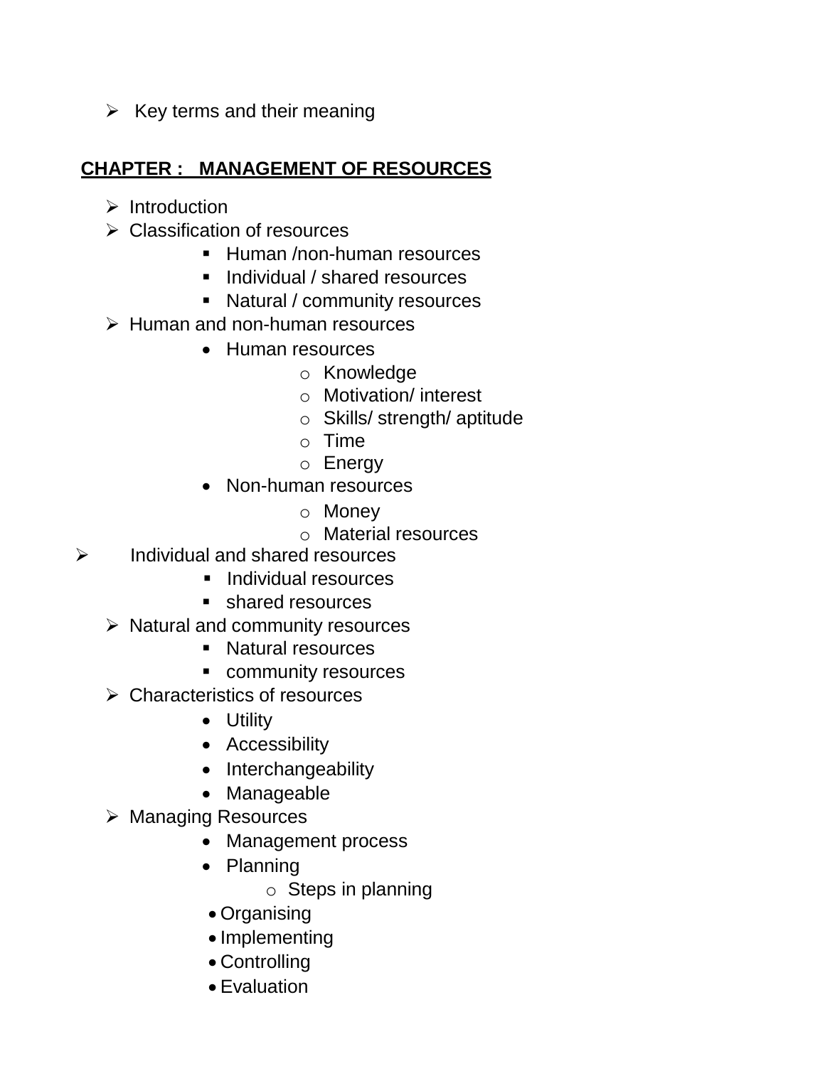- Key terms and their meaning

**CHAPTER : MANAGEMENT OF RESOURCES**

- Introduction
- Classification of resources
  - Human /non-human resources
  - Individual / shared resources
  - Natural / community resources
- Human and non-human resources
  - Human resources
    - Knowledge
    - Motivation/ interest
    - Skills/ strength/ aptitude
    - Time
    - Energy
  - Non-human resources
    - Money
    - Material resources
- Individual and shared resources
  - Individual resources
  - shared resources
- Natural and community resources
  - Natural resources
  - community resources
- Characteristics of resources
  - Utility
  - Accessibility
  - Interchangeability
  - Manageable
- Managing Resources
  - Management process
  - Planning
    - Steps in planning
  - Organising
  - Implementing
  - Controlling
  - Evaluation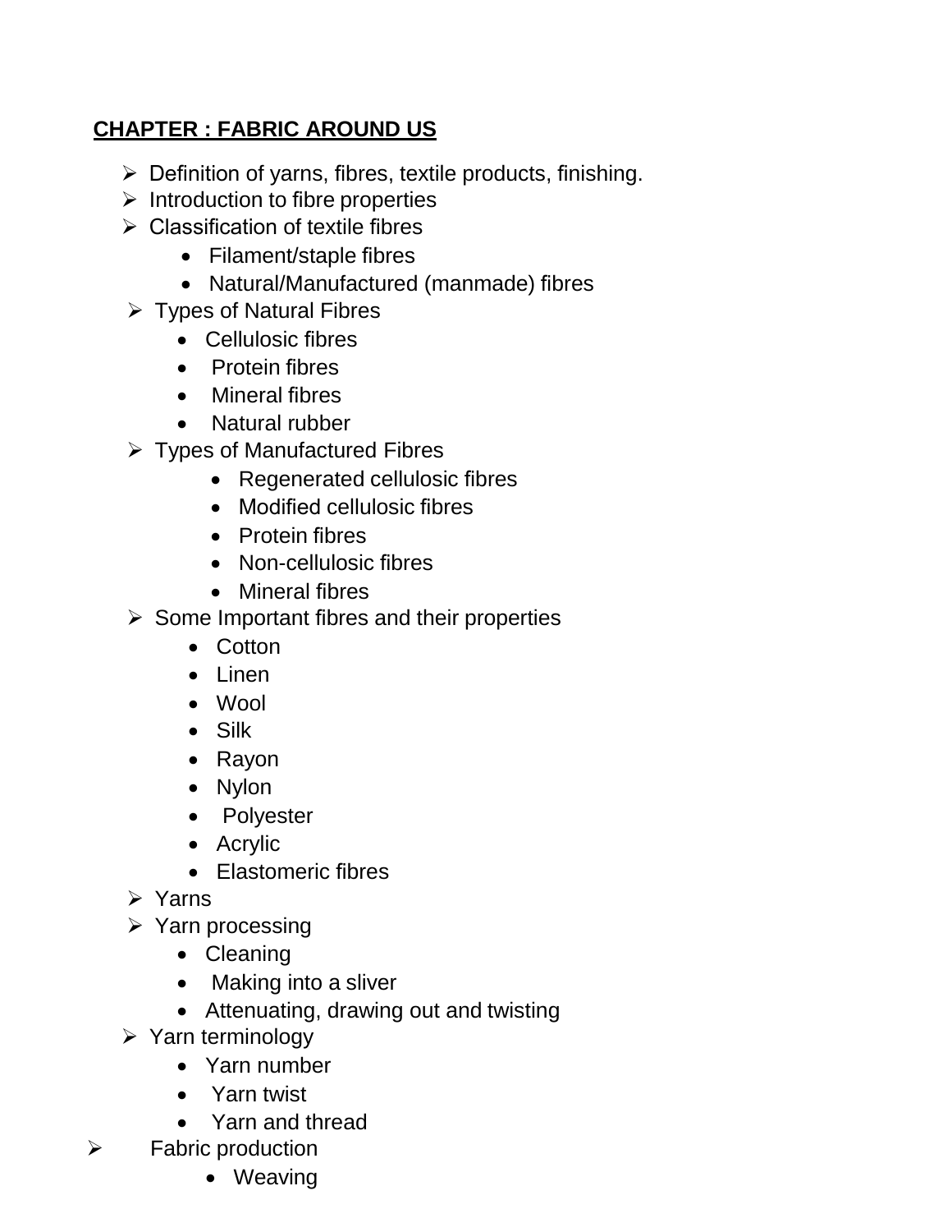## CHAPTER : FABRIC AROUND US

- Definition of yarns, fibres, textile products, finishing.
- Introduction to fibre properties
- Classification of textile fibres
    - Filament/staple fibres
    - Natural/Manufactured (manmade) fibres
- Types of Natural Fibres
    - Cellulosic fibres
    - Protein fibres
    - Mineral fibres
    - Natural rubber
- Types of Manufactured Fibres
    - Regenerated cellulosic fibres
    - Modified cellulosic fibres
    - Protein fibres
    - Non-cellulosic fibres
    - Mineral fibres
- Some Important fibres and their properties
    - Cotton
    - Linen
    - Wool
    - Silk
    - Rayon
    - Nylon
    - Polyester
    - Acrylic
    - Elastomeric fibres
- Yarns
- Yarn processing
    - Cleaning
    - Making into a sliver
    - Attenuating, drawing out and twisting
- Yarn terminology
    - Yarn number
    - Yarn twist
    - Yarn and thread
- Fabric production
    - Weaving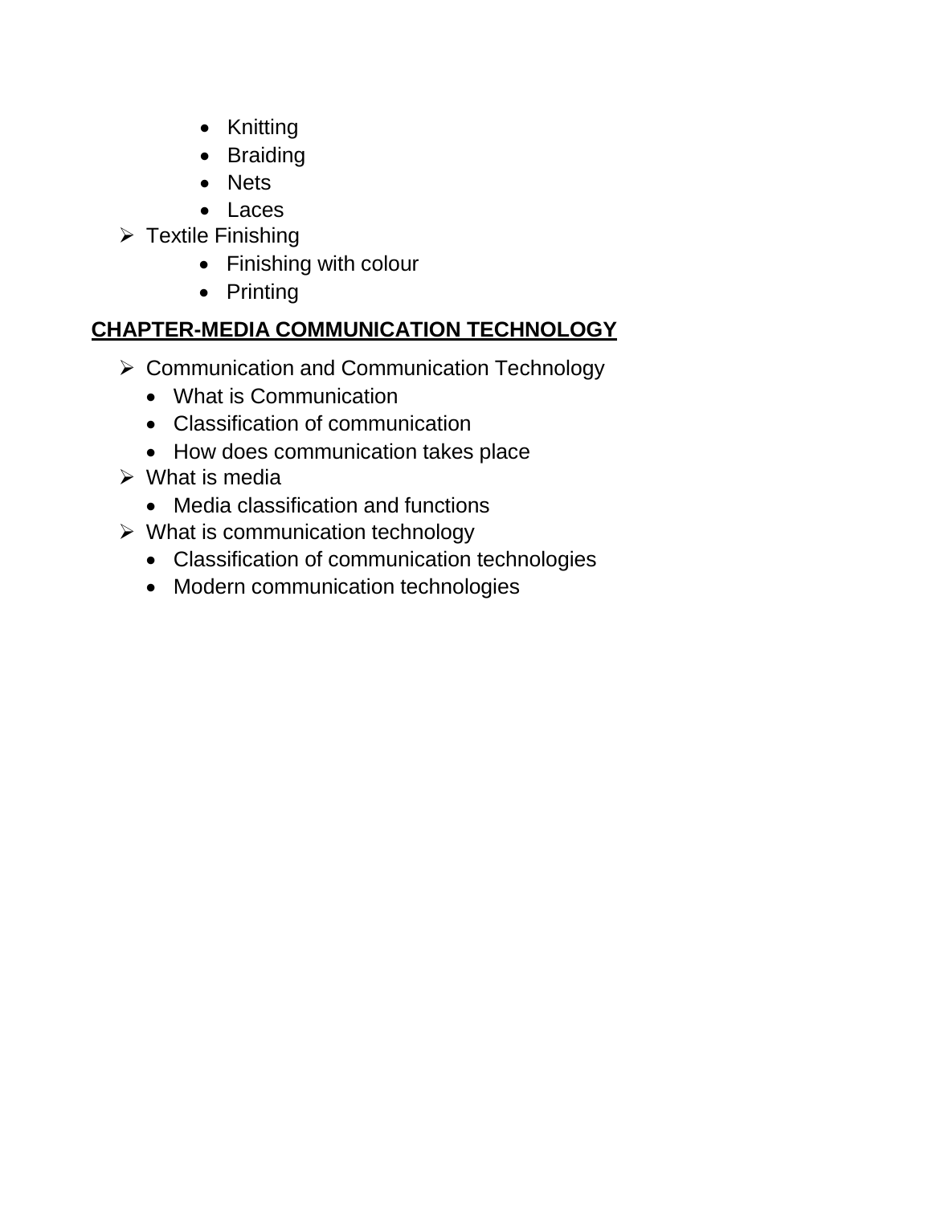- Knitting
- Braiding
- Nets
- Laces

- Textile Finishing
  - Finishing with colour
  - Printing

## CHAPTER-MEDIA COMMUNICATION TECHNOLOGY

- Communication and Communication Technology
  - What is Communication
  - Classification of communication
  - How does communication takes place
- What is media
  - Media classification and functions
- What is communication technology
  - Classification of communication technologies
  - Modern communication technologies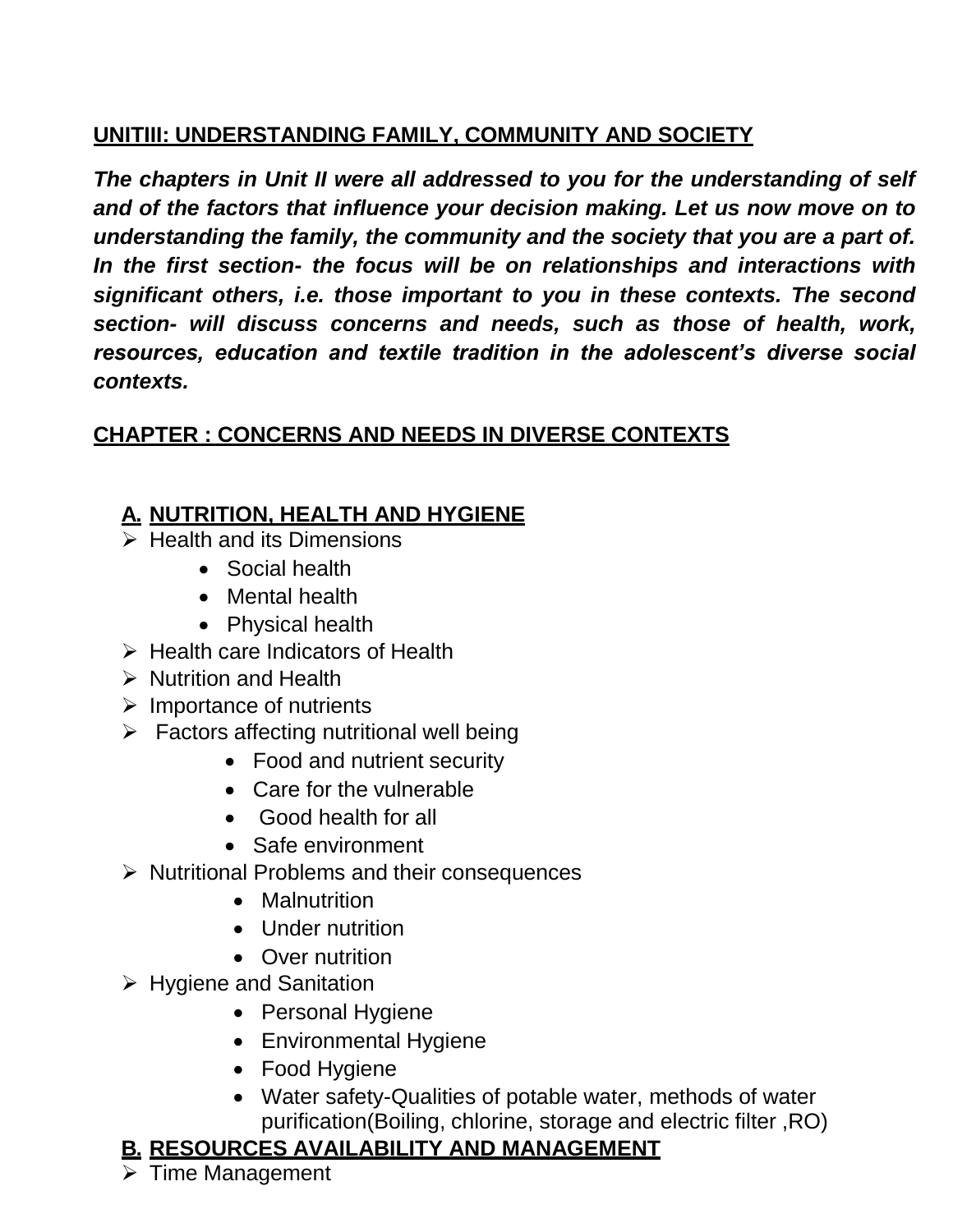## UNITIII: UNDERSTANDING FAMILY, COMMUNITY AND SOCIETY

***The chapters in Unit II were all addressed to you for the understanding of self and of the factors that influence your decision making. Let us now move on to understanding the family, the community and the society that you are a part of. In the first section- the focus will be on relationships and interactions with significant others, i.e. those important to you in these contexts. The second section- will discuss concerns and needs, such as those of health, work, resources, education and textile tradition in the adolescent's diverse social contexts.***

## CHAPTER : CONCERNS AND NEEDS IN DIVERSE CONTEXTS

### A. NUTRITION, HEALTH AND HYGIENE

- Health and its Dimensions
  - Social health
  - Mental health
  - Physical health
- Health care Indicators of Health
- Nutrition and Health
- Importance of nutrients
- Factors affecting nutritional well being
  - Food and nutrient security
  - Care for the vulnerable
  - Good health for all
  - Safe environment
- Nutritional Problems and their consequences
  - Malnutrition
  - Under nutrition
  - Over nutrition
- Hygiene and Sanitation
  - Personal Hygiene
  - Environmental Hygiene
  - Food Hygiene
  - Water safety-Qualities of potable water, methods of water purification(Boiling, chlorine, storage and electric filter ,RO)

### B. RESOURCES AVAILABILITY AND MANAGEMENT

- Time Management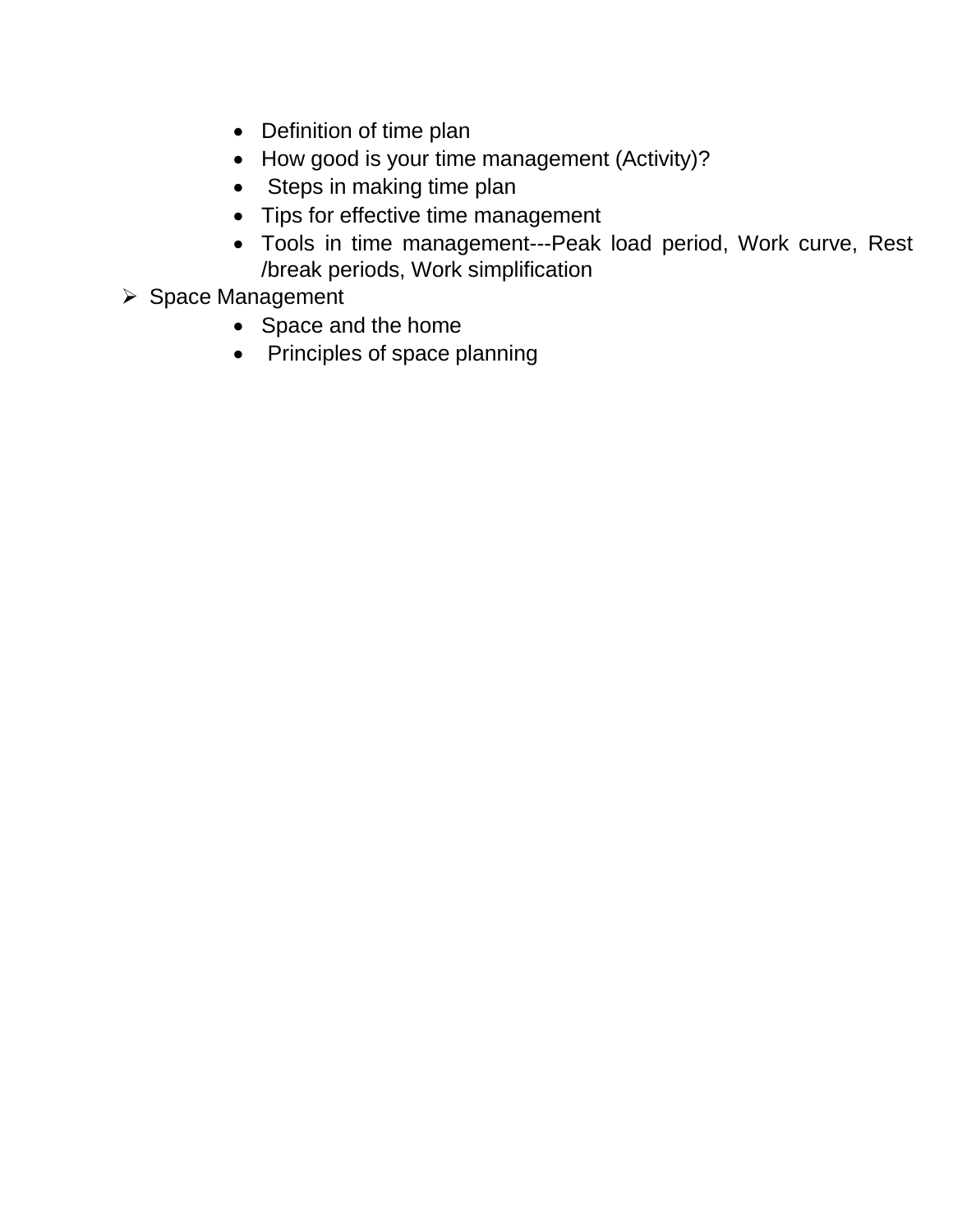- Definition of time plan
- How good is your time management (Activity)?
- Steps in making time plan
- Tips for effective time management
- Tools in time management---Peak load period, Work curve, Rest /break periods, Work simplification

- Space Management
  - Space and the home
  - Principles of space planning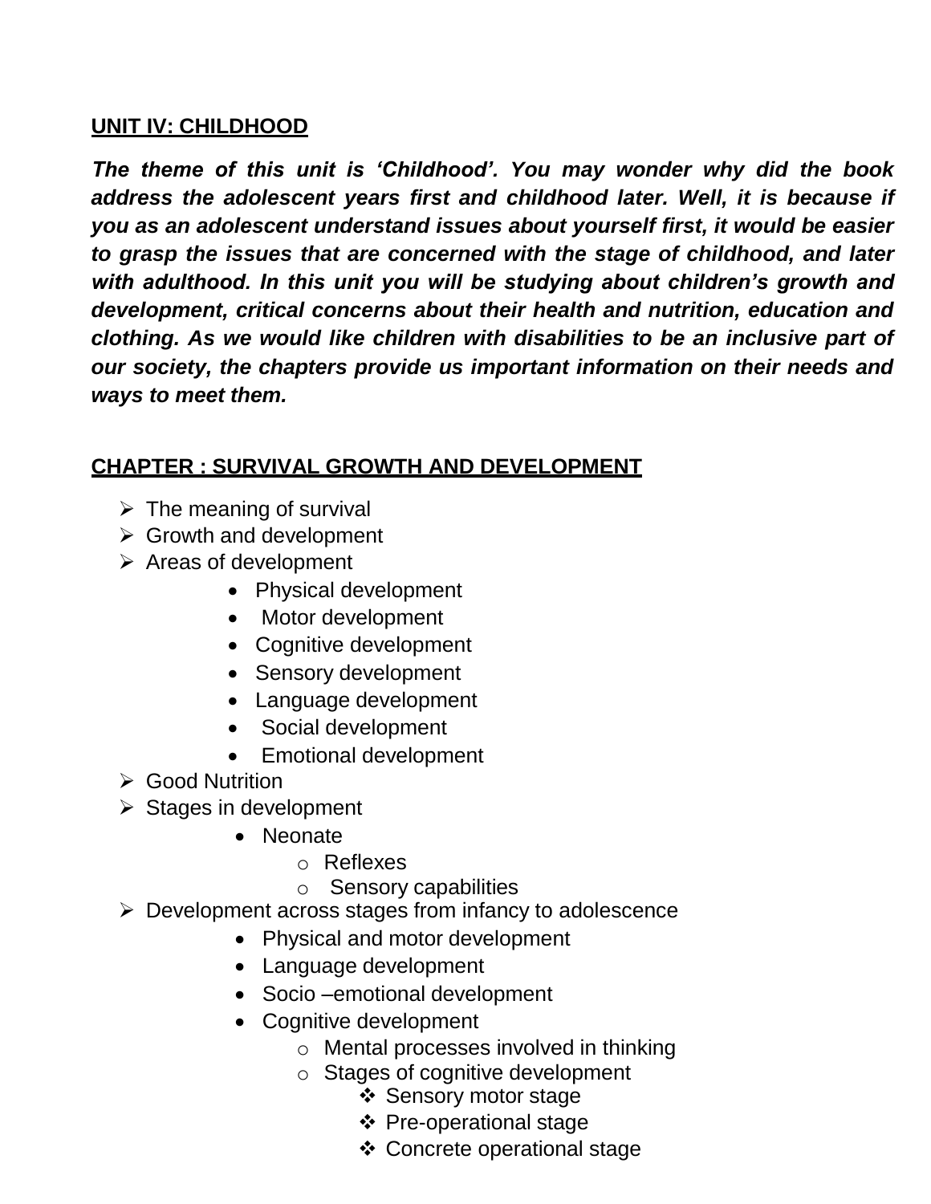## UNIT IV: CHILDHOOD

***The theme of this unit is 'Childhood'. You may wonder why did the book address the adolescent years first and childhood later. Well, it is because if you as an adolescent understand issues about yourself first, it would be easier to grasp the issues that are concerned with the stage of childhood, and later with adulthood. In this unit you will be studying about children's growth and development, critical concerns about their health and nutrition, education and clothing. As we would like children with disabilities to be an inclusive part of our society, the chapters provide us important information on their needs and ways to meet them.***

## CHAPTER : SURVIVAL GROWTH AND DEVELOPMENT

- The meaning of survival
- Growth and development
- Areas of development
  - Physical development
  - Motor development
  - Cognitive development
  - Sensory development
  - Language development
  - Social development
  - Emotional development
- Good Nutrition
- Stages in development
  - Neonate
    - Reflexes
    - Sensory capabilities
- Development across stages from infancy to adolescence
  - Physical and motor development
  - Language development
  - Socio –emotional development
  - Cognitive development
    - Mental processes involved in thinking
    - Stages of cognitive development
      - Sensory motor stage
      - Pre-operational stage
      - Concrete operational stage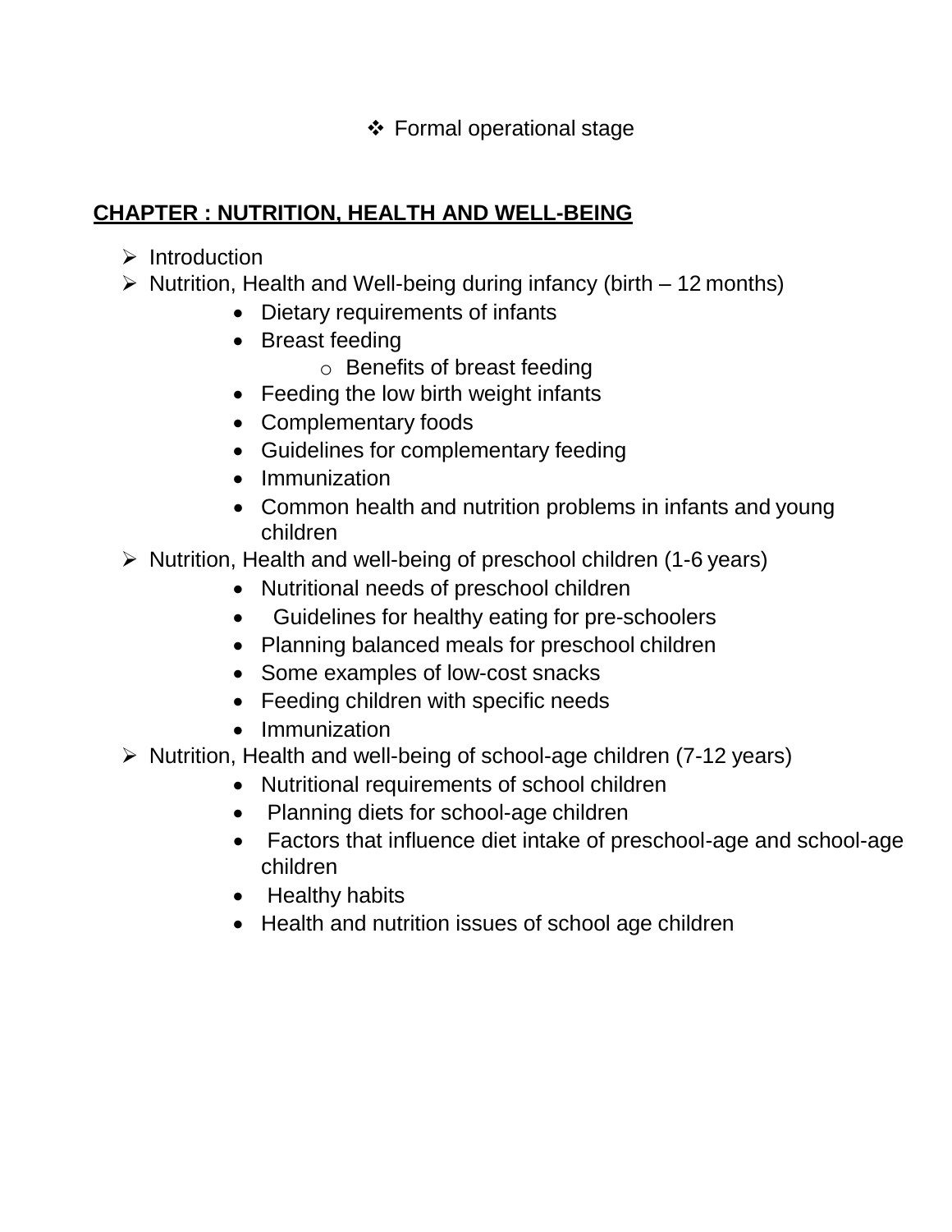- Formal operational stage

## CHAPTER : NUTRITION, HEALTH AND WELL-BEING

- Introduction
- Nutrition, Health and Well-being during infancy (birth – 12 months)
  - Dietary requirements of infants
  - Breast feeding
    - Benefits of breast feeding
  - Feeding the low birth weight infants
  - Complementary foods
  - Guidelines for complementary feeding
  - Immunization
  - Common health and nutrition problems in infants and young children
- Nutrition, Health and well-being of preschool children (1-6 years)
  - Nutritional needs of preschool children
  - Guidelines for healthy eating for pre-schoolers
  - Planning balanced meals for preschool children
  - Some examples of low-cost snacks
  - Feeding children with specific needs
  - Immunization
- Nutrition, Health and well-being of school-age children (7-12 years)
  - Nutritional requirements of school children
  - Planning diets for school-age children
  - Factors that influence diet intake of preschool-age and school-age children
  - Healthy habits
  - Health and nutrition issues of school age children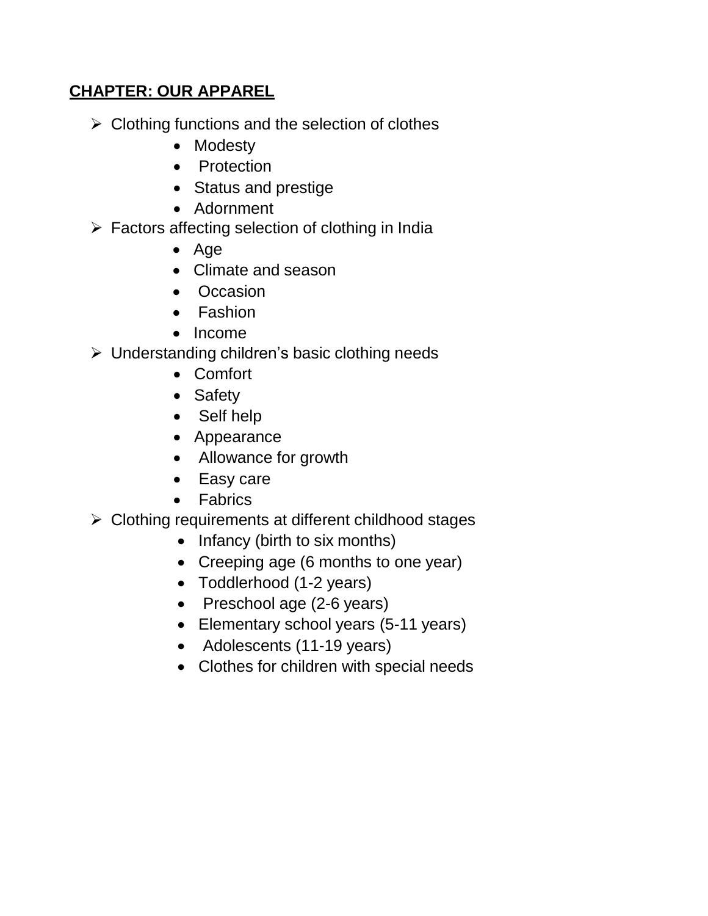**CHAPTER: OUR APPAREL**

- Clothing functions and the selection of clothes
  - Modesty
  - Protection
  - Status and prestige
  - Adornment
- Factors affecting selection of clothing in India
  - Age
  - Climate and season
  - Occasion
  - Fashion
  - Income
- Understanding children's basic clothing needs
  - Comfort
  - Safety
  - Self help
  - Appearance
  - Allowance for growth
  - Easy care
  - Fabrics
- Clothing requirements at different childhood stages
  - Infancy (birth to six months)
  - Creeping age (6 months to one year)
  - Toddlerhood (1-2 years)
  - Preschool age (2-6 years)
  - Elementary school years (5-11 years)
  - Adolescents (11-19 years)
  - Clothes for children with special needs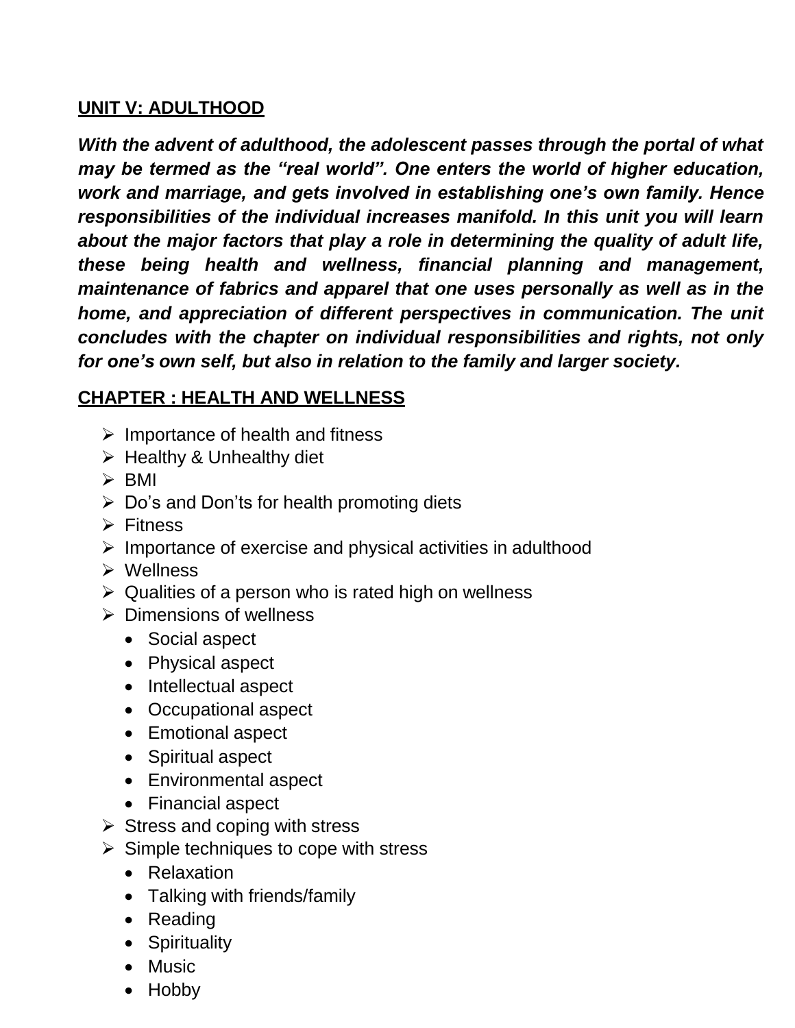## UNIT V: ADULTHOOD

***With the advent of adulthood, the adolescent passes through the portal of what may be termed as the "real world". One enters the world of higher education, work and marriage, and gets involved in establishing one's own family. Hence responsibilities of the individual increases manifold. In this unit you will learn about the major factors that play a role in determining the quality of adult life, these being health and wellness, financial planning and management, maintenance of fabrics and apparel that one uses personally as well as in the home, and appreciation of different perspectives in communication. The unit concludes with the chapter on individual responsibilities and rights, not only for one's own self, but also in relation to the family and larger society.***

## CHAPTER : HEALTH AND WELLNESS

- Importance of health and fitness
- Healthy & Unhealthy diet
- BMI
- Do's and Don'ts for health promoting diets
- Fitness
- Importance of exercise and physical activities in adulthood
- Wellness
- Qualities of a person who is rated high on wellness
- Dimensions of wellness
  - Social aspect
  - Physical aspect
  - Intellectual aspect
  - Occupational aspect
  - Emotional aspect
  - Spiritual aspect
  - Environmental aspect
  - Financial aspect
- Stress and coping with stress
- Simple techniques to cope with stress
  - Relaxation
  - Talking with friends/family
  - Reading
  - Spirituality
  - Music
  - Hobby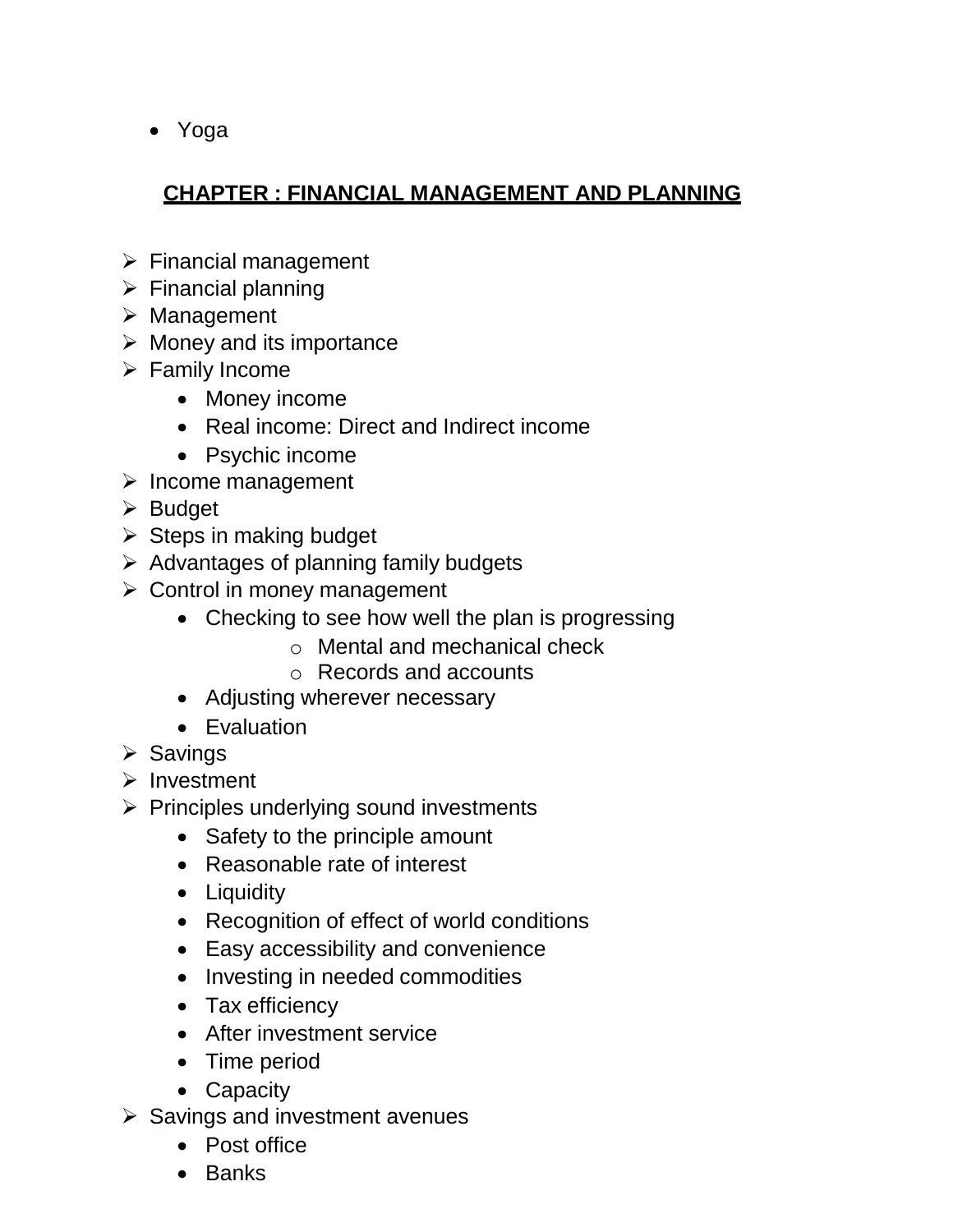- Yoga

## CHAPTER : FINANCIAL MANAGEMENT AND PLANNING

- Financial management
- Financial planning
- Management
- Money and its importance
- Family Income
  - Money income
  - Real income: Direct and Indirect income
  - Psychic income
- Income management
- Budget
- Steps in making budget
- Advantages of planning family budgets
- Control in money management
  - Checking to see how well the plan is progressing
    - Mental and mechanical check
    - Records and accounts
  - Adjusting wherever necessary
  - Evaluation
- Savings
- Investment
- Principles underlying sound investments
  - Safety to the principle amount
  - Reasonable rate of interest
  - Liquidity
  - Recognition of effect of world conditions
  - Easy accessibility and convenience
  - Investing in needed commodities
  - Tax efficiency
  - After investment service
  - Time period
  - Capacity
- Savings and investment avenues
  - Post office
  - Banks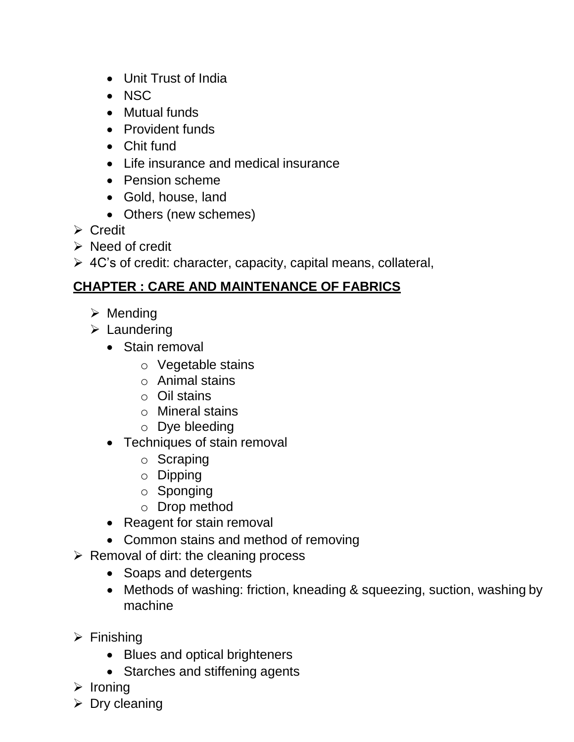- Unit Trust of India
  - NSC
  - Mutual funds
  - Provident funds
  - Chit fund
  - Life insurance and medical insurance
  - Pension scheme
  - Gold, house, land
  - Others (new schemes)
- Credit
- Need of credit
- 4C's of credit: character, capacity, capital means, collateral,

## CHAPTER : CARE AND MAINTENANCE OF FABRICS

- Mending
- Laundering
  - Stain removal
    - Vegetable stains
    - Animal stains
    - Oil stains
    - Mineral stains
    - Dye bleeding
  - Techniques of stain removal
    - Scraping
    - Dipping
    - Sponging
    - Drop method
  - Reagent for stain removal
  - Common stains and method of removing
- Removal of dirt: the cleaning process
  - Soaps and detergents
  - Methods of washing: friction, kneading & squeezing, suction, washing by machine
- Finishing
  - Blues and optical brighteners
  - Starches and stiffening agents
- Ironing
- Dry cleaning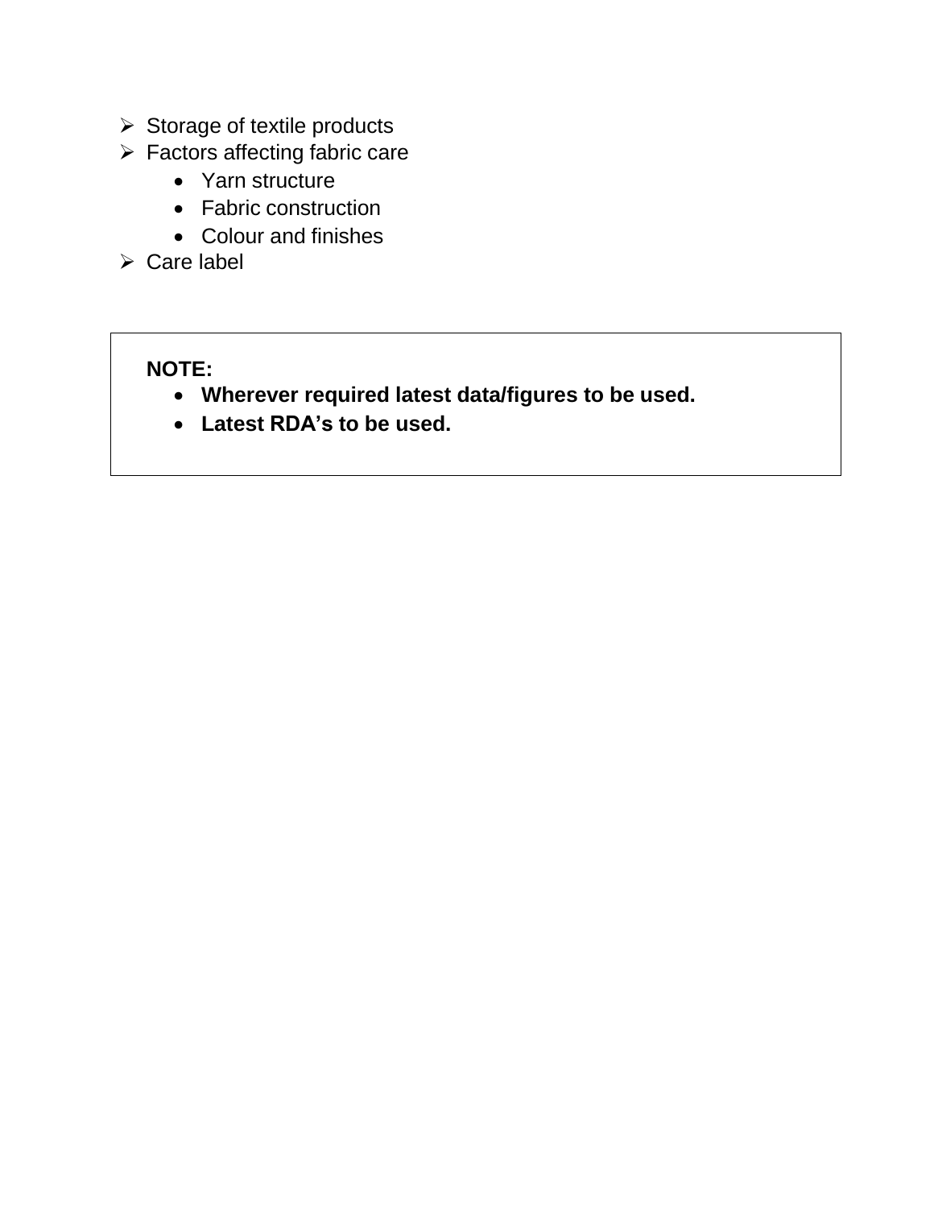- Storage of textile products
- Factors affecting fabric care
  - Yarn structure
  - Fabric construction
  - Colour and finishes
- Care label

**NOTE:**

- **Wherever required latest data/figures to be used.**
- **Latest RDA's to be used.**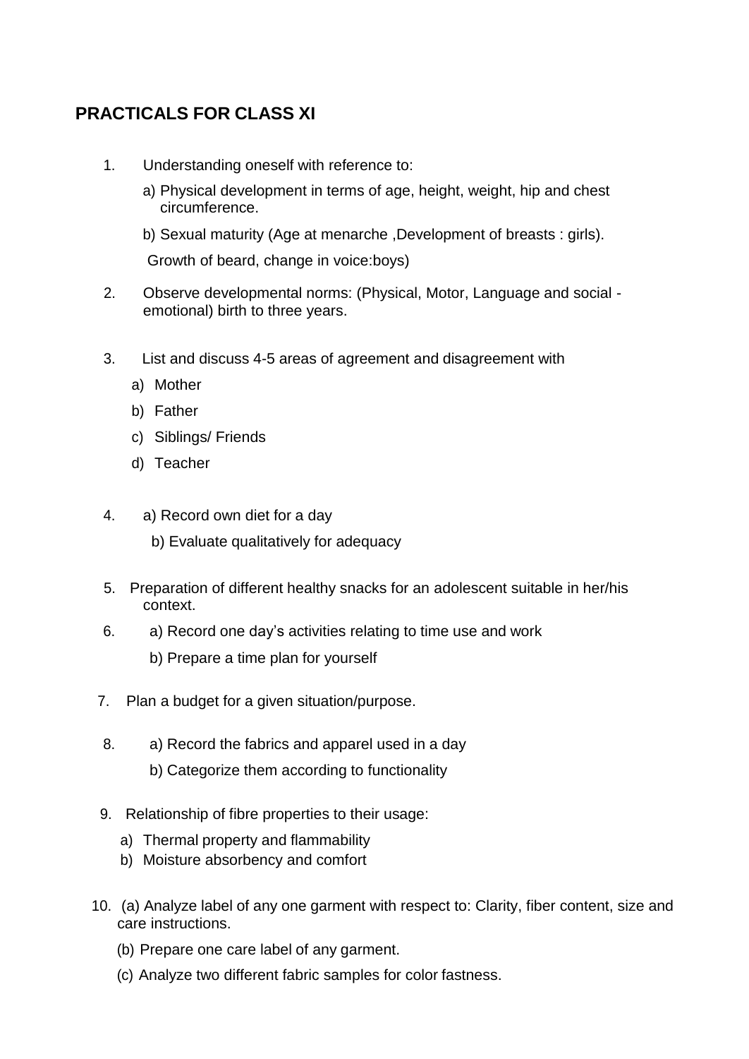## PRACTICALS FOR CLASS XI

1. Understanding oneself with reference to:

   a) Physical development in terms of age, height, weight, hip and chest circumference.

   b) Sexual maturity (Age at menarche ,Development of breasts : girls).

   Growth of beard, change in voice:boys)

2. Observe developmental norms: (Physical, Motor, Language and social - emotional) birth to three years.

3. List and discuss 4-5 areas of agreement and disagreement with

   a) Mother
   b) Father
   c) Siblings/ Friends
   d) Teacher

4. a) Record own diet for a day

   b) Evaluate qualitatively for adequacy

5. Preparation of different healthy snacks for an adolescent suitable in her/his context.

6. a) Record one day's activities relating to time use and work

   b) Prepare a time plan for yourself

7. Plan a budget for a given situation/purpose.

8. a) Record the fabrics and apparel used in a day

   b) Categorize them according to functionality

9. Relationship of fibre properties to their usage:

   a) Thermal property and flammability
   b) Moisture absorbency and comfort

10. (a) Analyze label of any one garment with respect to: Clarity, fiber content, size and care instructions.

    (b) Prepare one care label of any garment.

    (c) Analyze two different fabric samples for color fastness.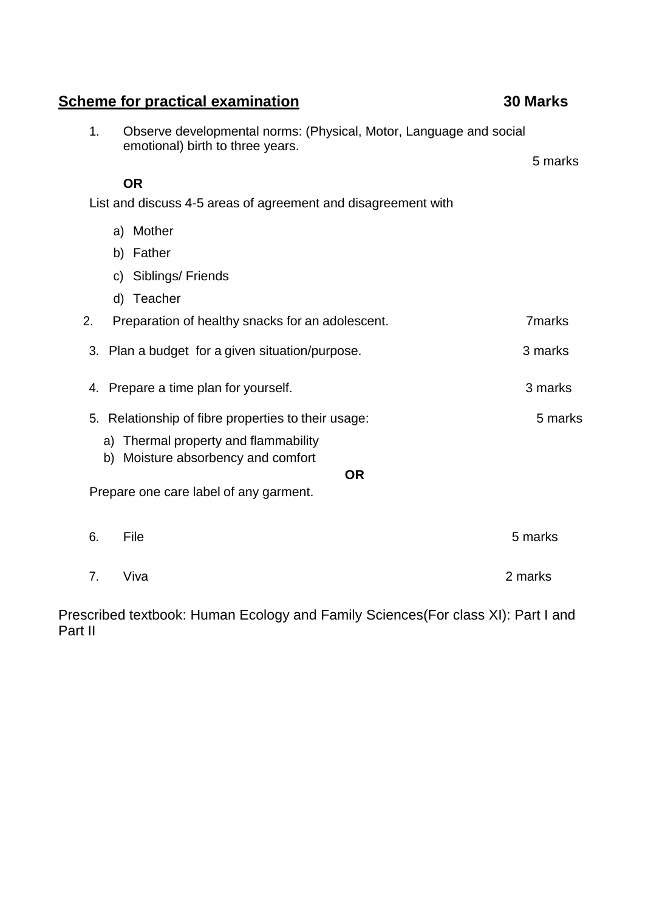## Scheme for practical examination **30 Marks**

1. Observe developmental norms: (Physical, Motor, Language and social emotional) birth to three years. 5 marks

   **OR**

   List and discuss 4-5 areas of agreement and disagreement with

   a) Mother
   b) Father
   c) Siblings/ Friends
   d) Teacher

2. Preparation of healthy snacks for an adolescent. 7marks

3. Plan a budget for a given situation/purpose. 3 marks

4. Prepare a time plan for yourself. 3 marks

5. Relationship of fibre properties to their usage: 5 marks

   a) Thermal property and flammability
   b) Moisture absorbency and comfort

   **OR**

   Prepare one care label of any garment.

6. File 5 marks

7. Viva 2 marks

Prescribed textbook: Human Ecology and Family Sciences(For class XI): Part I and Part II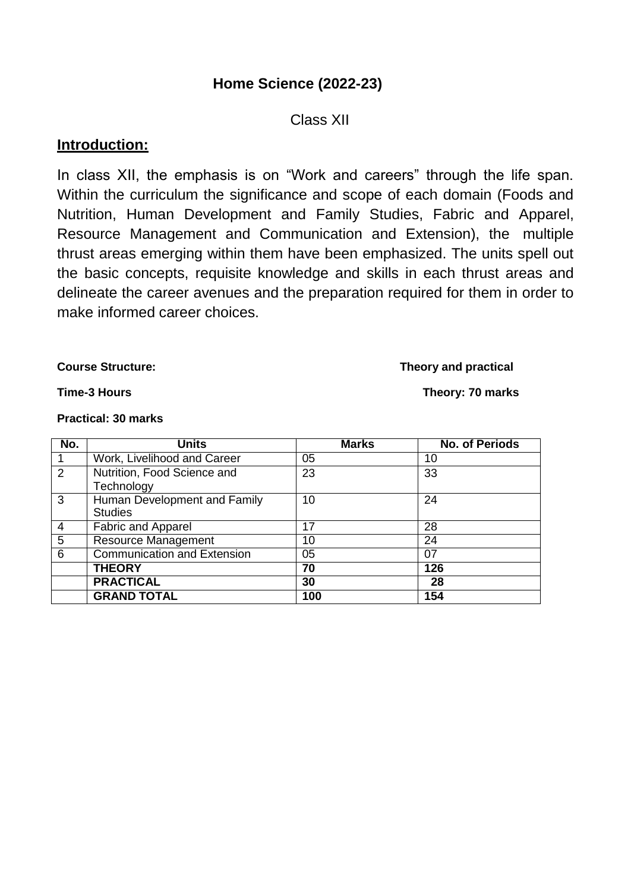# Home Science (2022-23)

Class XII

## Introduction:

In class XII, the emphasis is on “Work and careers” through the life span. Within the curriculum the significance and scope of each domain (Foods and Nutrition, Human Development and Family Studies, Fabric and Apparel, Resource Management and Communication and Extension), the multiple thrust areas emerging within them have been emphasized. The units spell out the basic concepts, requisite knowledge and skills in each thrust areas and delineate the career avenues and the preparation required for them in order to make informed career choices.

**Course Structure:** **Theory and practical**

**Time-3 Hours** **Theory: 70 marks**

**Practical: 30 marks**

| No. | Units | Marks | No. of Periods |
|---|---|---|---|
| 1 | Work, Livelihood and Career | 05 | 10 |
| 2 | Nutrition, Food Science and Technology | 23 | 33 |
| 3 | Human Development and Family Studies | 10 | 24 |
| 4 | Fabric and Apparel | 17 | 28 |
| 5 | Resource Management | 10 | 24 |
| 6 | Communication and Extension | 05 | 07 |
| | **THEORY** | **70** | **126** |
| | **PRACTICAL** | **30** | **28** |
| | **GRAND TOTAL** | **100** | **154** |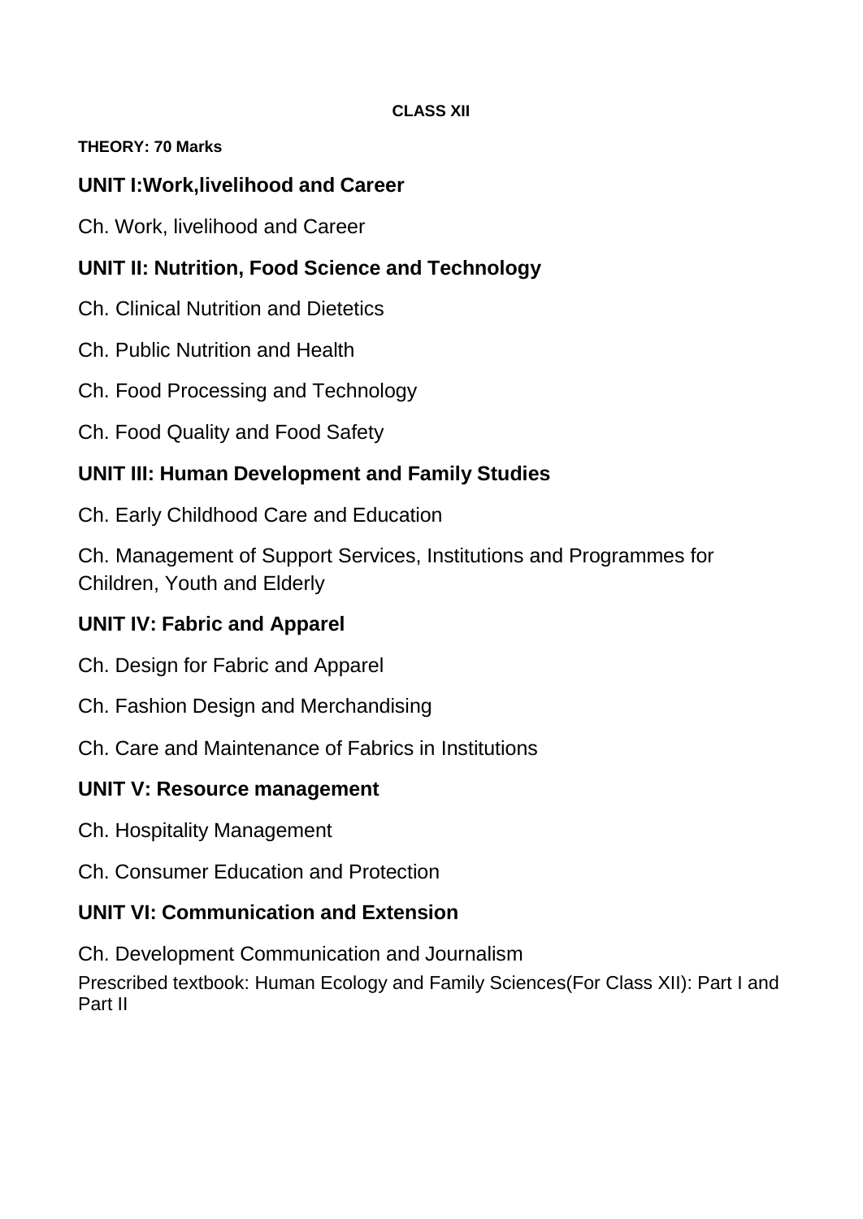**CLASS XII**

**THEORY: 70 Marks**

## UNIT I:Work,livelihood and Career

Ch. Work, livelihood and Career

## UNIT II: Nutrition, Food Science and Technology

Ch. Clinical Nutrition and Dietetics

Ch. Public Nutrition and Health

Ch. Food Processing and Technology

Ch. Food Quality and Food Safety

## UNIT III: Human Development and Family Studies

Ch. Early Childhood Care and Education

Ch. Management of Support Services, Institutions and Programmes for Children, Youth and Elderly

## UNIT IV: Fabric and Apparel

Ch. Design for Fabric and Apparel

Ch. Fashion Design and Merchandising

Ch. Care and Maintenance of Fabrics in Institutions

## UNIT V: Resource management

Ch. Hospitality Management

Ch. Consumer Education and Protection

## UNIT VI: Communication and Extension

Ch. Development Communication and Journalism

Prescribed textbook: Human Ecology and Family Sciences(For Class XII): Part I and Part II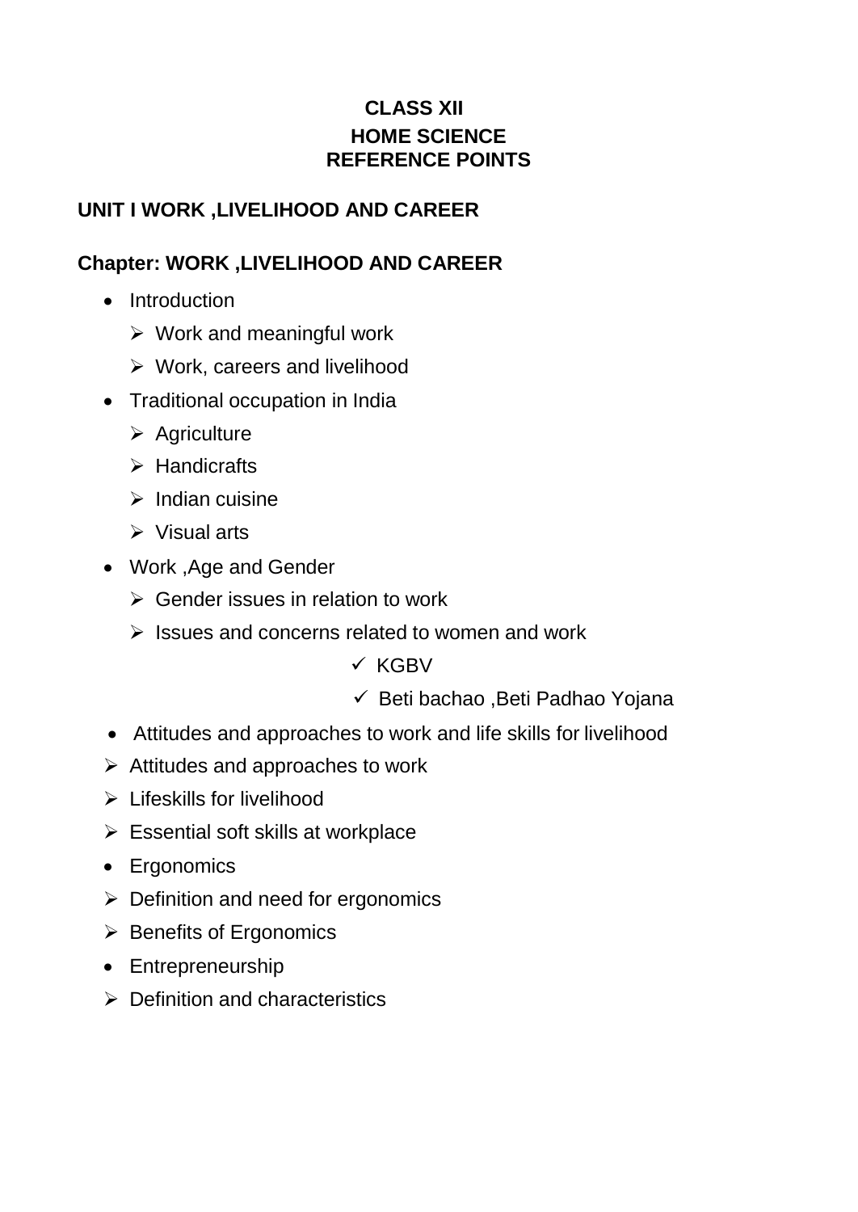# CLASS XII
## HOME SCIENCE
## REFERENCE POINTS

### UNIT I WORK ,LIVELIHOOD AND CAREER

### Chapter: WORK ,LIVELIHOOD AND CAREER

- Introduction
  - Work and meaningful work
  - Work, careers and livelihood
- Traditional occupation in India
  - Agriculture
  - Handicrafts
  - Indian cuisine
  - Visual arts
- Work ,Age and Gender
  - Gender issues in relation to work
  - Issues and concerns related to women and work
    - ✓ KGBV
    - ✓ Beti bachao ,Beti Padhao Yojana
- Attitudes and approaches to work and life skills for livelihood
  - Attitudes and approaches to work
  - Lifeskills for livelihood
  - Essential soft skills at workplace
- Ergonomics
  - Definition and need for ergonomics
  - Benefits of Ergonomics
- Entrepreneurship
  - Definition and characteristics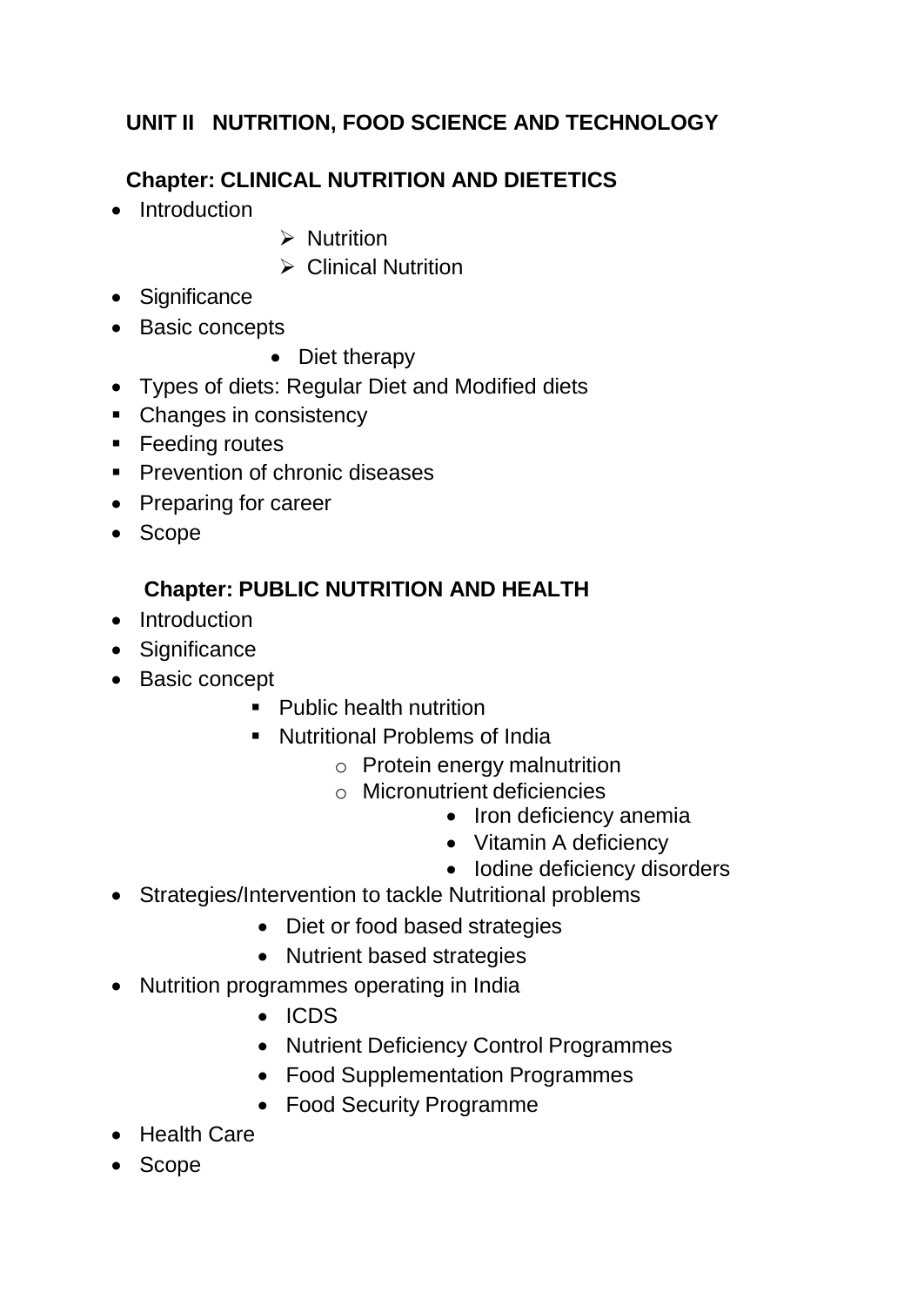## UNIT II NUTRITION, FOOD SCIENCE AND TECHNOLOGY

### Chapter: CLINICAL NUTRITION AND DIETETICS

- Introduction
  - Nutrition
  - Clinical Nutrition
- Significance
- Basic concepts
  - Diet therapy
- Types of diets: Regular Diet and Modified diets
- Changes in consistency
- Feeding routes
- Prevention of chronic diseases
- Preparing for career
- Scope

### Chapter: PUBLIC NUTRITION AND HEALTH

- Introduction
- Significance
- Basic concept
  - Public health nutrition
  - Nutritional Problems of India
    - Protein energy malnutrition
    - Micronutrient deficiencies
      - Iron deficiency anemia
      - Vitamin A deficiency
      - Iodine deficiency disorders
- Strategies/Intervention to tackle Nutritional problems
  - Diet or food based strategies
  - Nutrient based strategies
- Nutrition programmes operating in India
  - ICDS
  - Nutrient Deficiency Control Programmes
  - Food Supplementation Programmes
  - Food Security Programme
- Health Care
- Scope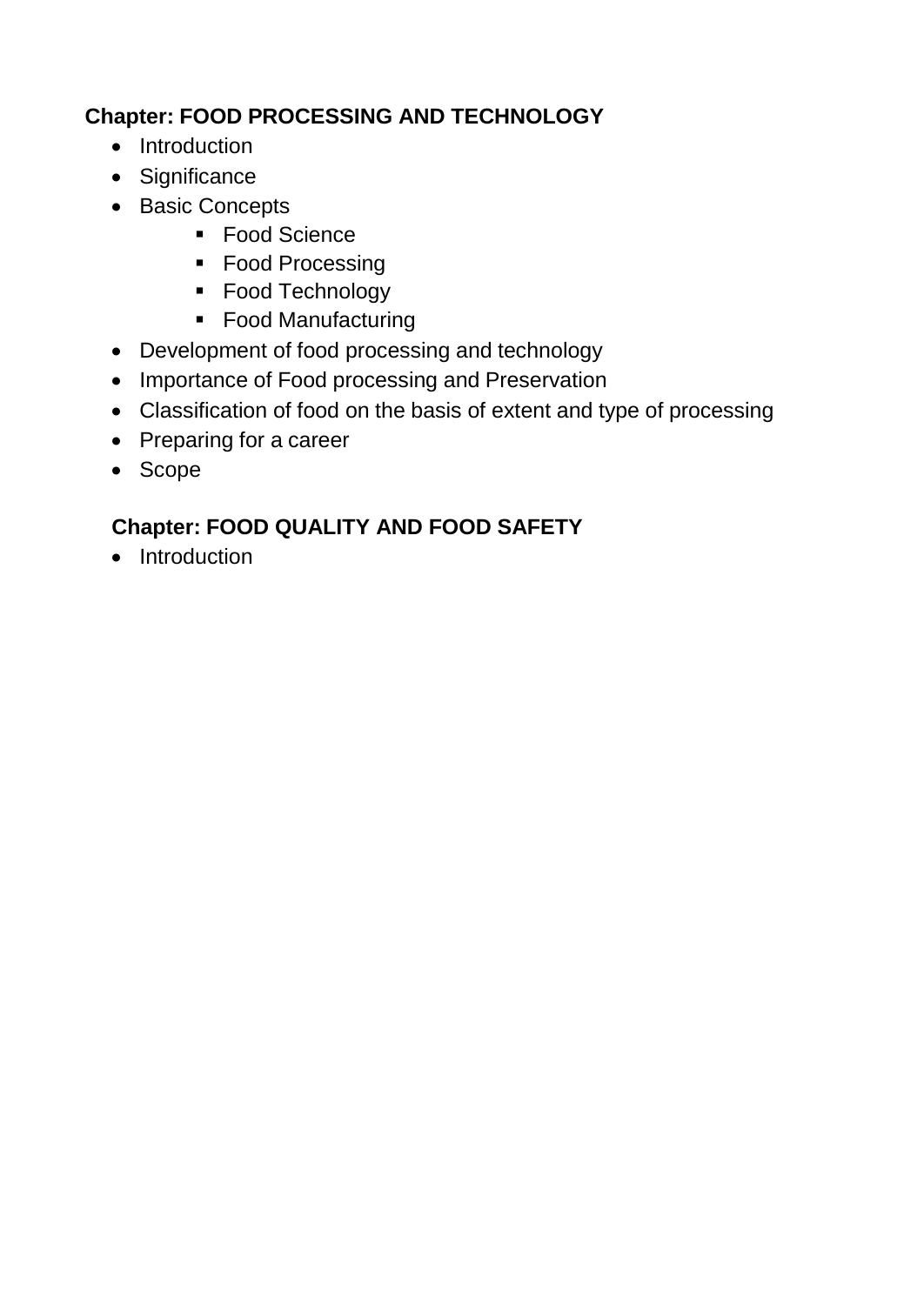**Chapter: FOOD PROCESSING AND TECHNOLOGY**

- Introduction
- Significance
- Basic Concepts
    - Food Science
    - Food Processing
    - Food Technology
    - Food Manufacturing
- Development of food processing and technology
- Importance of Food processing and Preservation
- Classification of food on the basis of extent and type of processing
- Preparing for a career
- Scope

**Chapter: FOOD QUALITY AND FOOD SAFETY**

- Introduction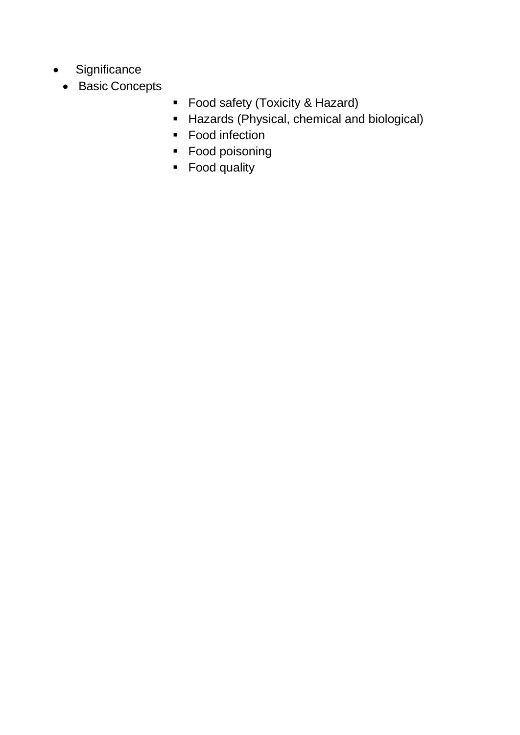- Significance
- Basic Concepts
    - Food safety (Toxicity & Hazard)
    - Hazards (Physical, chemical and biological)
    - Food infection
    - Food poisoning
    - Food quality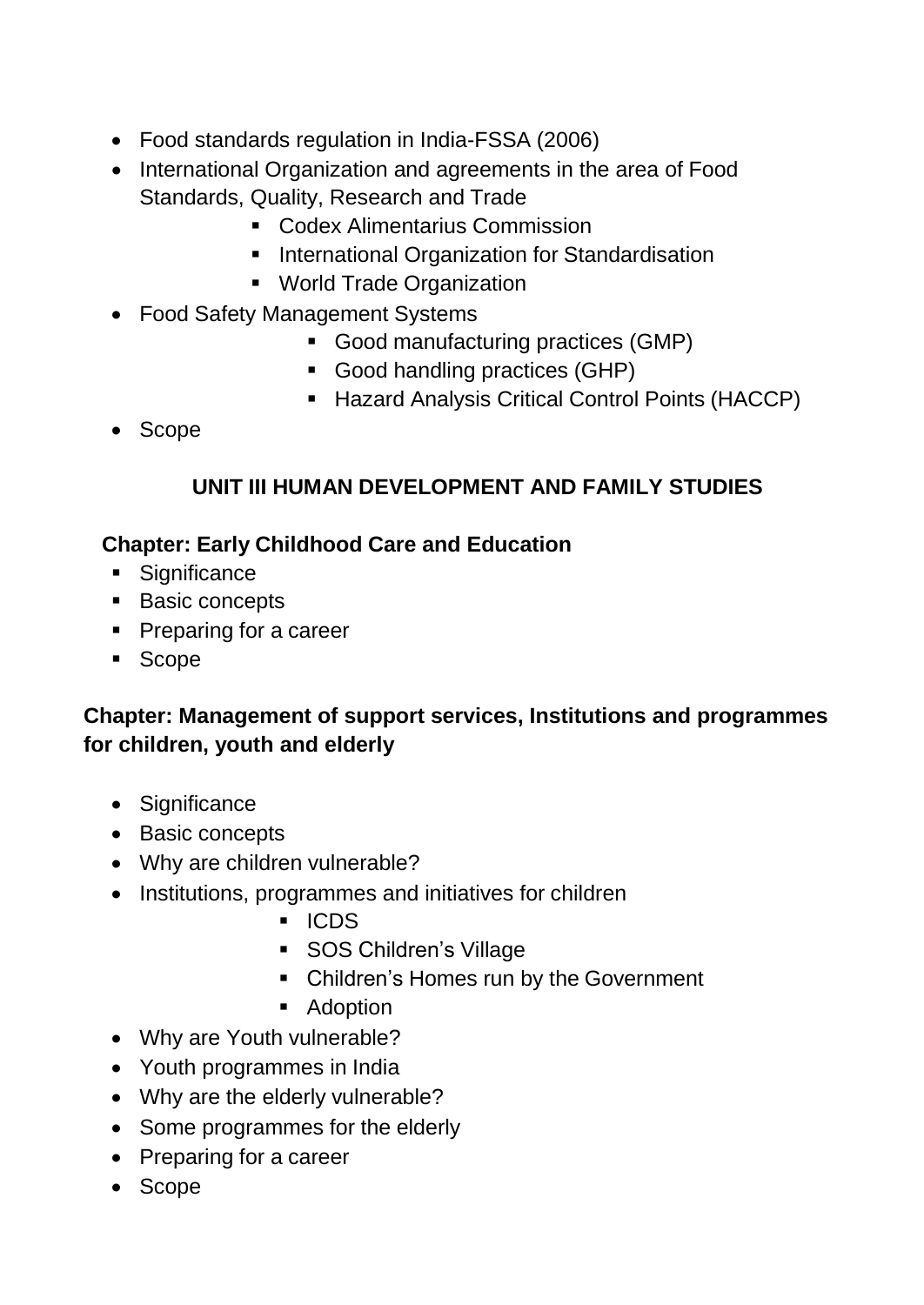- Food standards regulation in India-FSSA (2006)
- International Organization and agreements in the area of Food Standards, Quality, Research and Trade
  - Codex Alimentarius Commission
  - International Organization for Standardisation
  - World Trade Organization
- Food Safety Management Systems
  - Good manufacturing practices (GMP)
  - Good handling practices (GHP)
  - Hazard Analysis Critical Control Points (HACCP)
- Scope

## UNIT III HUMAN DEVELOPMENT AND FAMILY STUDIES

### Chapter: Early Childhood Care and Education

- Significance
- Basic concepts
- Preparing for a career
- Scope

### Chapter: Management of support services, Institutions and programmes for children, youth and elderly

- Significance
- Basic concepts
- Why are children vulnerable?
- Institutions, programmes and initiatives for children
  - ICDS
  - SOS Children's Village
  - Children's Homes run by the Government
  - Adoption
- Why are Youth vulnerable?
- Youth programmes in India
- Why are the elderly vulnerable?
- Some programmes for the elderly
- Preparing for a career
- Scope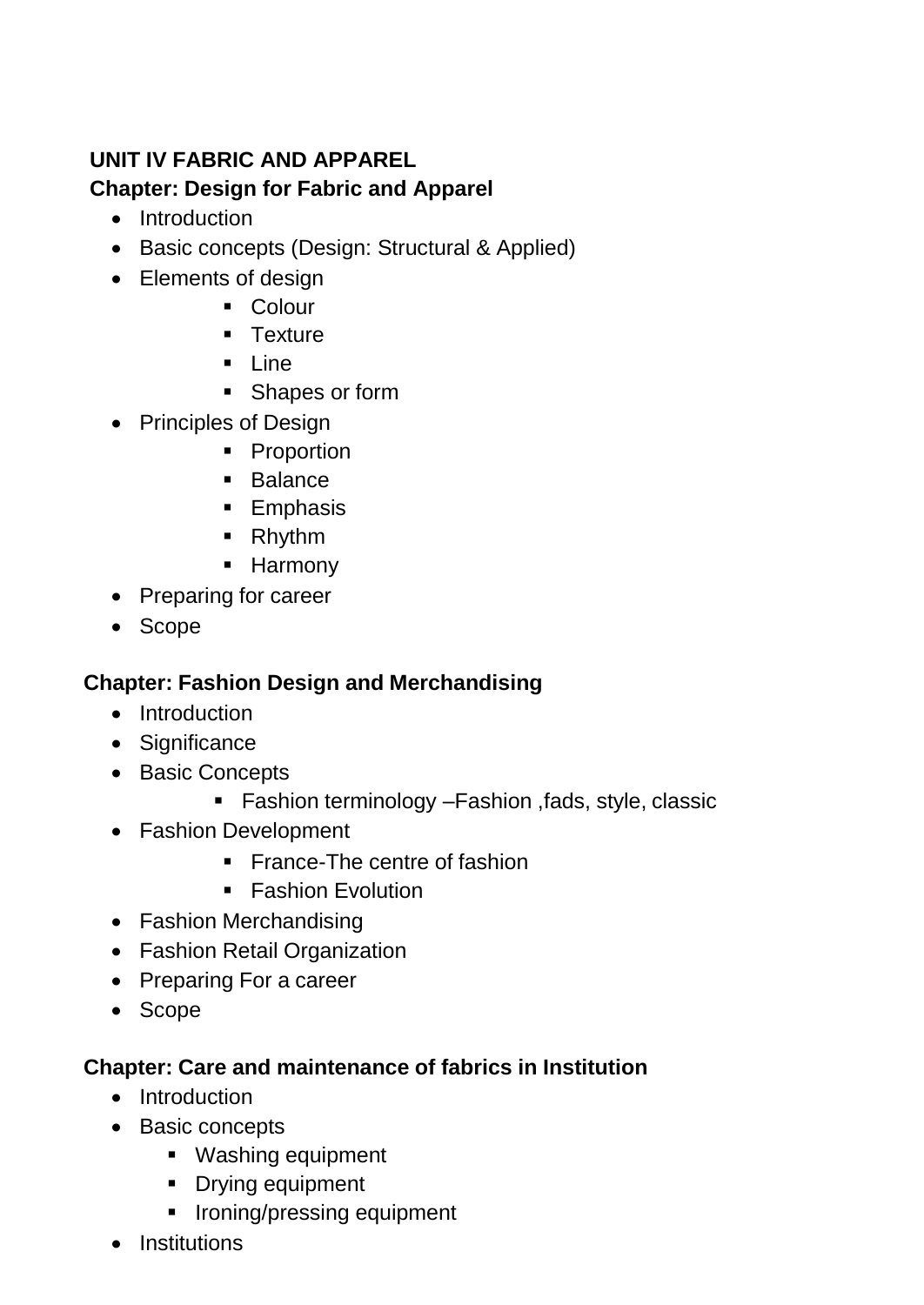**UNIT IV FABRIC AND APPAREL**

**Chapter: Design for Fabric and Apparel**

- Introduction
- Basic concepts (Design: Structural & Applied)
- Elements of design
    - Colour
    - Texture
    - Line
    - Shapes or form
- Principles of Design
    - Proportion
    - Balance
    - Emphasis
    - Rhythm
    - Harmony
- Preparing for career
- Scope

**Chapter: Fashion Design and Merchandising**

- Introduction
- Significance
- Basic Concepts
    - Fashion terminology –Fashion ,fads, style, classic
- Fashion Development
    - France-The centre of fashion
    - Fashion Evolution
- Fashion Merchandising
- Fashion Retail Organization
- Preparing For a career
- Scope

**Chapter: Care and maintenance of fabrics in Institution**

- Introduction
- Basic concepts
    - Washing equipment
    - Drying equipment
    - Ironing/pressing equipment
- Institutions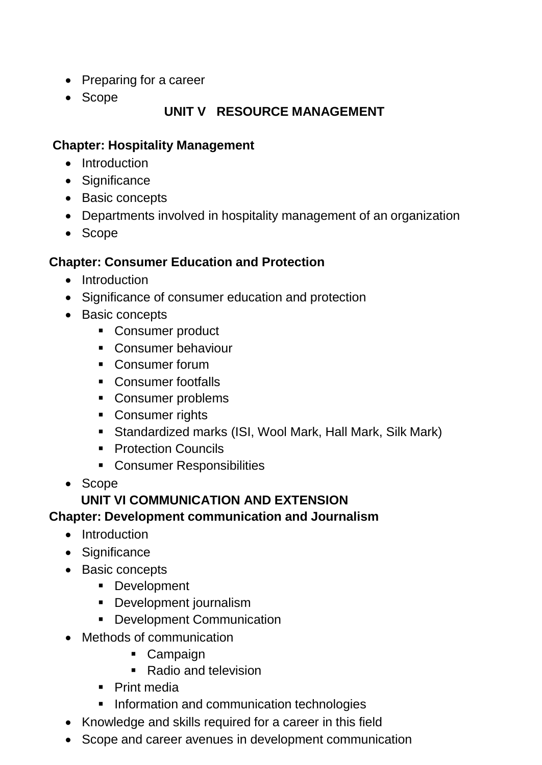- Preparing for a career
- Scope

## UNIT V RESOURCE MANAGEMENT

### Chapter: Hospitality Management

- Introduction
- Significance
- Basic concepts
- Departments involved in hospitality management of an organization
- Scope

### Chapter: Consumer Education and Protection

- Introduction
- Significance of consumer education and protection
- Basic concepts
  - Consumer product
  - Consumer behaviour
  - Consumer forum
  - Consumer footfalls
  - Consumer problems
  - Consumer rights
  - Standardized marks (ISI, Wool Mark, Hall Mark, Silk Mark)
  - Protection Councils
  - Consumer Responsibilities
- Scope

## UNIT VI COMMUNICATION AND EXTENSION

### Chapter: Development communication and Journalism

- Introduction
- Significance
- Basic concepts
  - Development
  - Development journalism
  - Development Communication
- Methods of communication
    - Campaign
    - Radio and television
  - Print media
  - Information and communication technologies
- Knowledge and skills required for a career in this field
- Scope and career avenues in development communication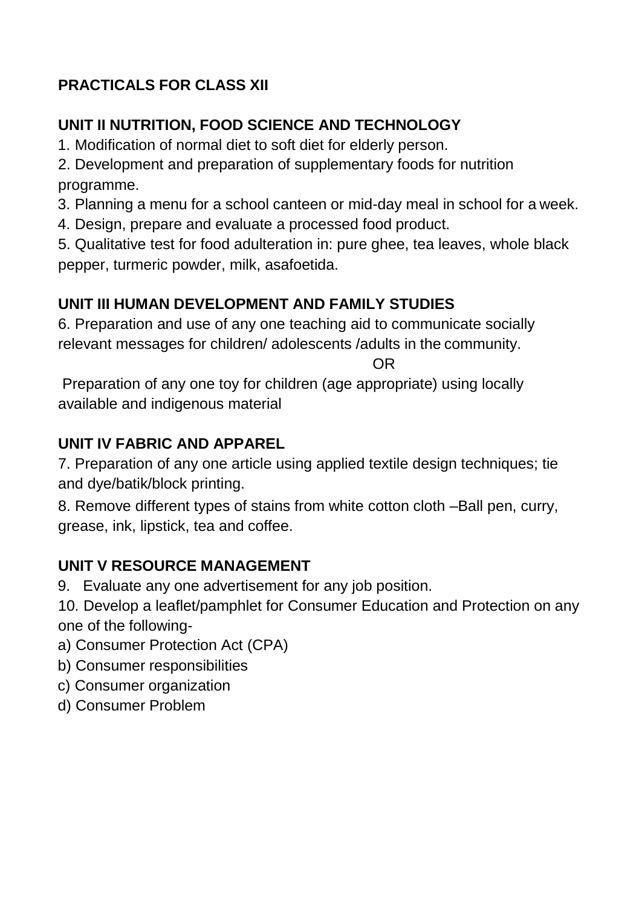**PRACTICALS FOR CLASS XII**

**UNIT II NUTRITION, FOOD SCIENCE AND TECHNOLOGY**

1. Modification of normal diet to soft diet for elderly person.
2. Development and preparation of supplementary foods for nutrition programme.
3. Planning a menu for a school canteen or mid-day meal in school for a week.
4. Design, prepare and evaluate a processed food product.
5. Qualitative test for food adulteration in: pure ghee, tea leaves, whole black pepper, turmeric powder, milk, asafoetida.

**UNIT III HUMAN DEVELOPMENT AND FAMILY STUDIES**

6. Preparation and use of any one teaching aid to communicate socially relevant messages for children/ adolescents /adults in the community.

OR

Preparation of any one toy for children (age appropriate) using locally available and indigenous material

**UNIT IV FABRIC AND APPAREL**

7. Preparation of any one article using applied textile design techniques; tie and dye/batik/block printing.
8. Remove different types of stains from white cotton cloth –Ball pen, curry, grease, ink, lipstick, tea and coffee.

**UNIT V RESOURCE MANAGEMENT**

9. Evaluate any one advertisement for any job position.
10. Develop a leaflet/pamphlet for Consumer Education and Protection on any one of the following-

a) Consumer Protection Act (CPA)
b) Consumer responsibilities
c) Consumer organization
d) Consumer Problem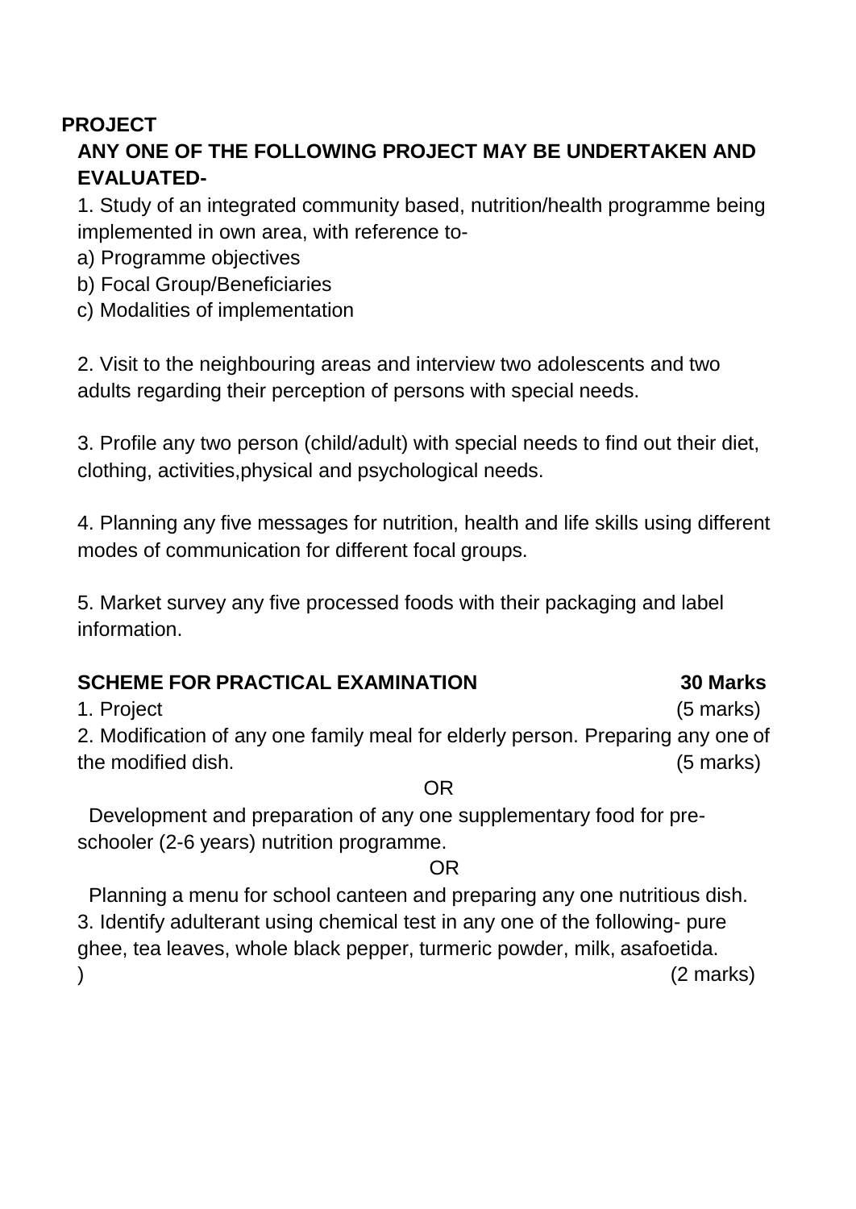**PROJECT**

**ANY ONE OF THE FOLLOWING PROJECT MAY BE UNDERTAKEN AND EVALUATED-**

1. Study of an integrated community based, nutrition/health programme being implemented in own area, with reference to-
   a) Programme objectives
   b) Focal Group/Beneficiaries
   c) Modalities of implementation

2. Visit to the neighbouring areas and interview two adolescents and two adults regarding their perception of persons with special needs.

3. Profile any two person (child/adult) with special needs to find out their diet, clothing, activities,physical and psychological needs.

4. Planning any five messages for nutrition, health and life skills using different modes of communication for different focal groups.

5. Market survey any five processed foods with their packaging and label information.

**SCHEME FOR PRACTICAL EXAMINATION** **30 Marks**

1. Project (5 marks)

2. Modification of any one family meal for elderly person. Preparing any one of the modified dish. (5 marks)

OR

Development and preparation of any one supplementary food for pre-schooler (2-6 years) nutrition programme.

OR

Planning a menu for school canteen and preparing any one nutritious dish.

3. Identify adulterant using chemical test in any one of the following- pure ghee, tea leaves, whole black pepper, turmeric powder, milk, asafoetida.
) (2 marks)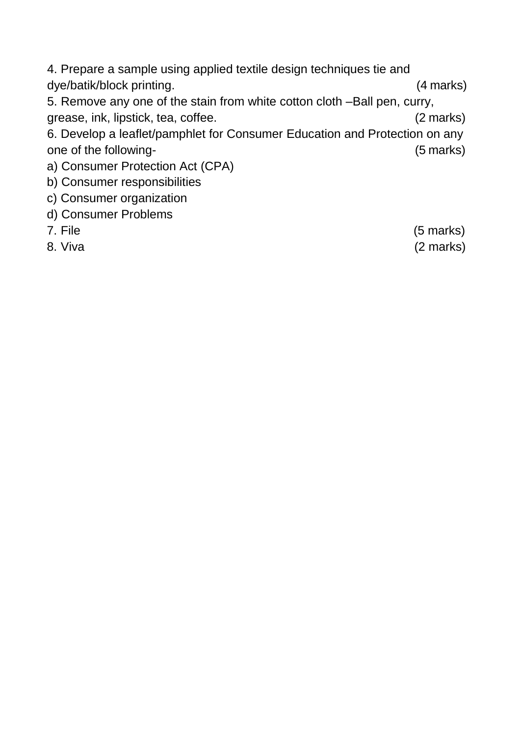4. Prepare a sample using applied textile design techniques tie and dye/batik/block printing. (4 marks)

5. Remove any one of the stain from white cotton cloth –Ball pen, curry, grease, ink, lipstick, tea, coffee. (2 marks)

6. Develop a leaflet/pamphlet for Consumer Education and Protection on any one of the following- (5 marks)

a) Consumer Protection Act (CPA)

b) Consumer responsibilities

c) Consumer organization

d) Consumer Problems

7. File (5 marks)

8. Viva (2 marks)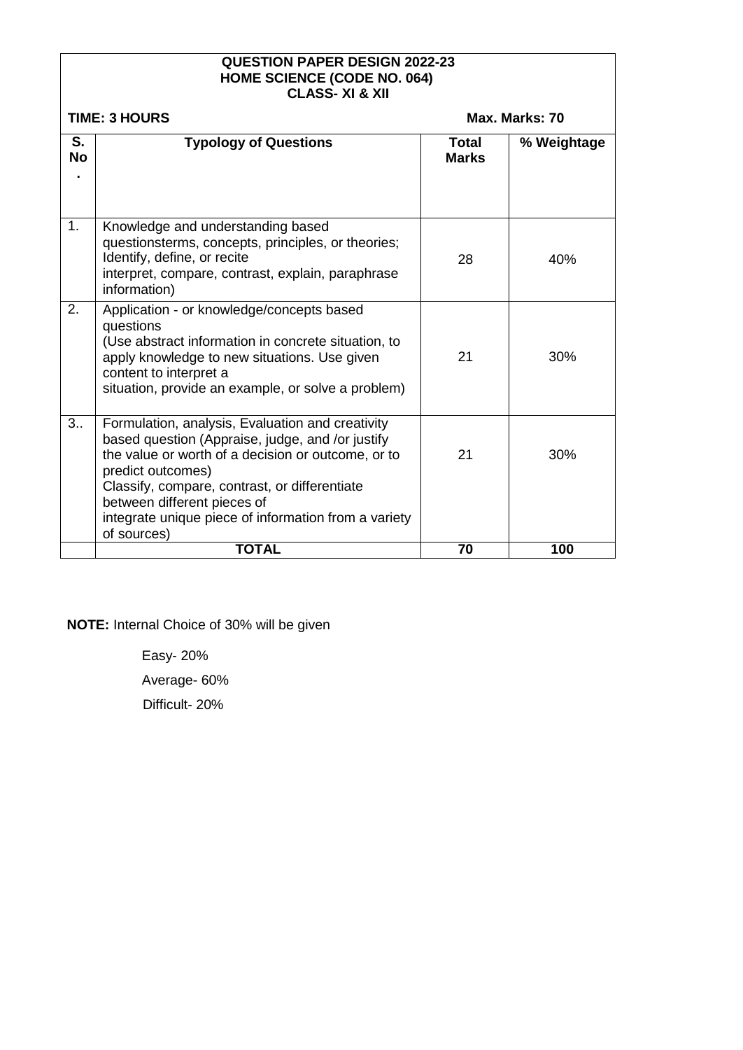**QUESTION PAPER DESIGN 2022-23**
**HOME SCIENCE (CODE NO. 064)**
**CLASS- XI & XII**

**TIME: 3 HOURS** **Max. Marks: 70**

| S. No. | Typology of Questions | Total Marks | % Weightage |
|---|---|---|---|
| 1. | Knowledge and understanding based questionsterms, concepts, principles, or theories; Identify, define, or recite interpret, compare, contrast, explain, paraphrase information) | 28 | 40% |
| 2. | Application - or knowledge/concepts based questions (Use abstract information in concrete situation, to apply knowledge to new situations. Use given content to interpret a situation, provide an example, or solve a problem) | 21 | 30% |
| 3.. | Formulation, analysis, Evaluation and creativity based question (Appraise, judge, and /or justify the value or worth of a decision or outcome, or to predict outcomes) Classify, compare, contrast, or differentiate between different pieces of integrate unique piece of information from a variety of sources) | 21 | 30% |
| | **TOTAL** | **70** | **100** |

**NOTE:** Internal Choice of 30% will be given

Easy- 20%

Average- 60%

Difficult- 20%